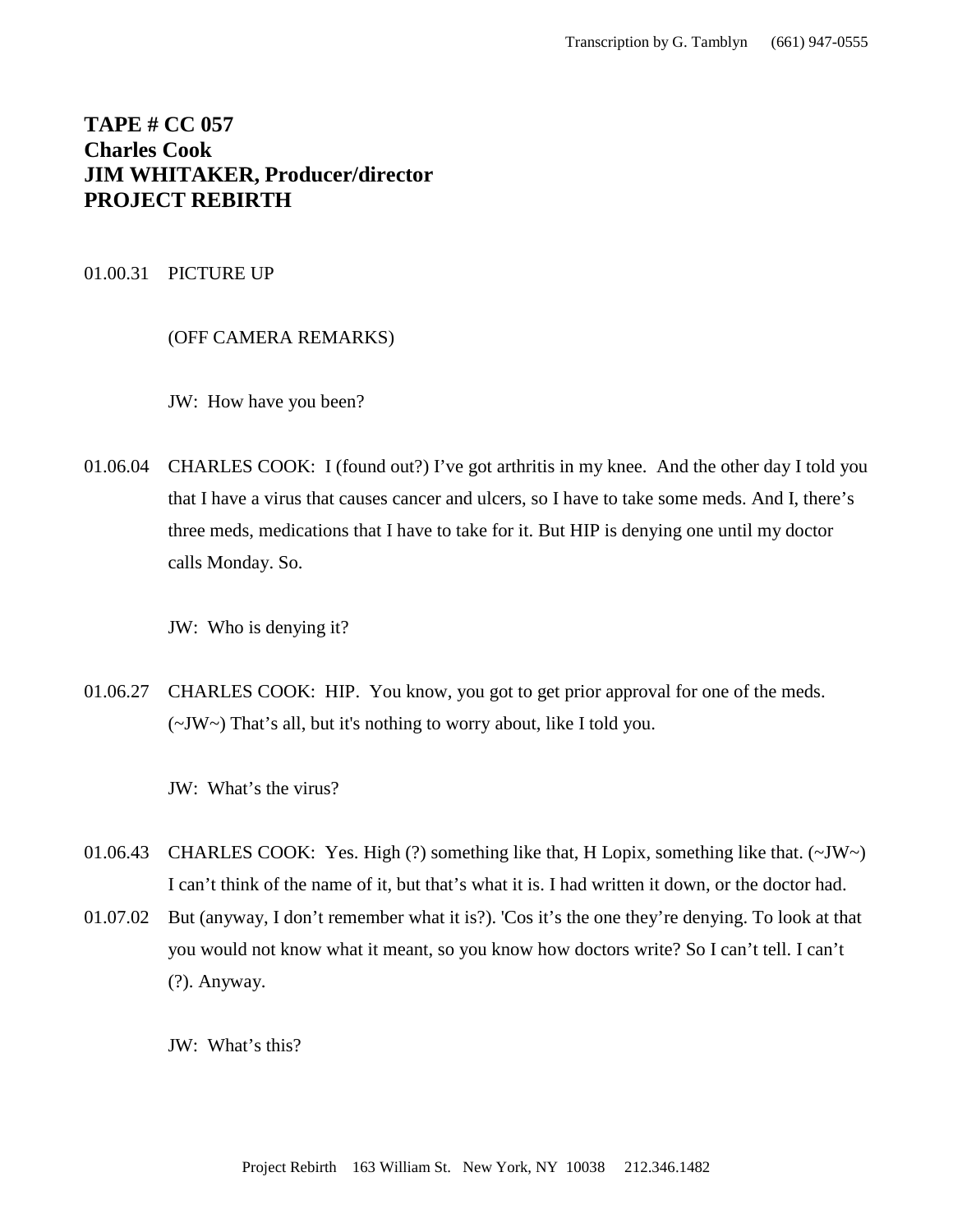# TAPE # CC 057
# Charles Cook
# JIM WHITAKER, Producer/director
# PROJECT REBIRTH

01.00.31 PICTURE UP

(OFF CAMERA REMARKS)

JW: How have you been?

01.06.04 CHARLES COOK: I (found out?) I've got arthritis in my knee. And the other day I told you that I have a virus that causes cancer and ulcers, so I have to take some meds. And I, there's three meds, medications that I have to take for it. But HIP is denying one until my doctor calls Monday. So.

JW: Who is denying it?

01.06.27 CHARLES COOK: HIP. You know, you got to get prior approval for one of the meds. (~JW~) That's all, but it's nothing to worry about, like I told you.

JW: What's the virus?

01.06.43 CHARLES COOK: Yes. High (?) something like that, H Lopix, something like that. (~JW~) I can't think of the name of it, but that's what it is. I had written it down, or the doctor had.

01.07.02 But (anyway, I don't remember what it is?). 'Cos it's the one they're denying. To look at that you would not know what it meant, so you know how doctors write? So I can't tell. I can't (?). Anyway.

JW: What's this?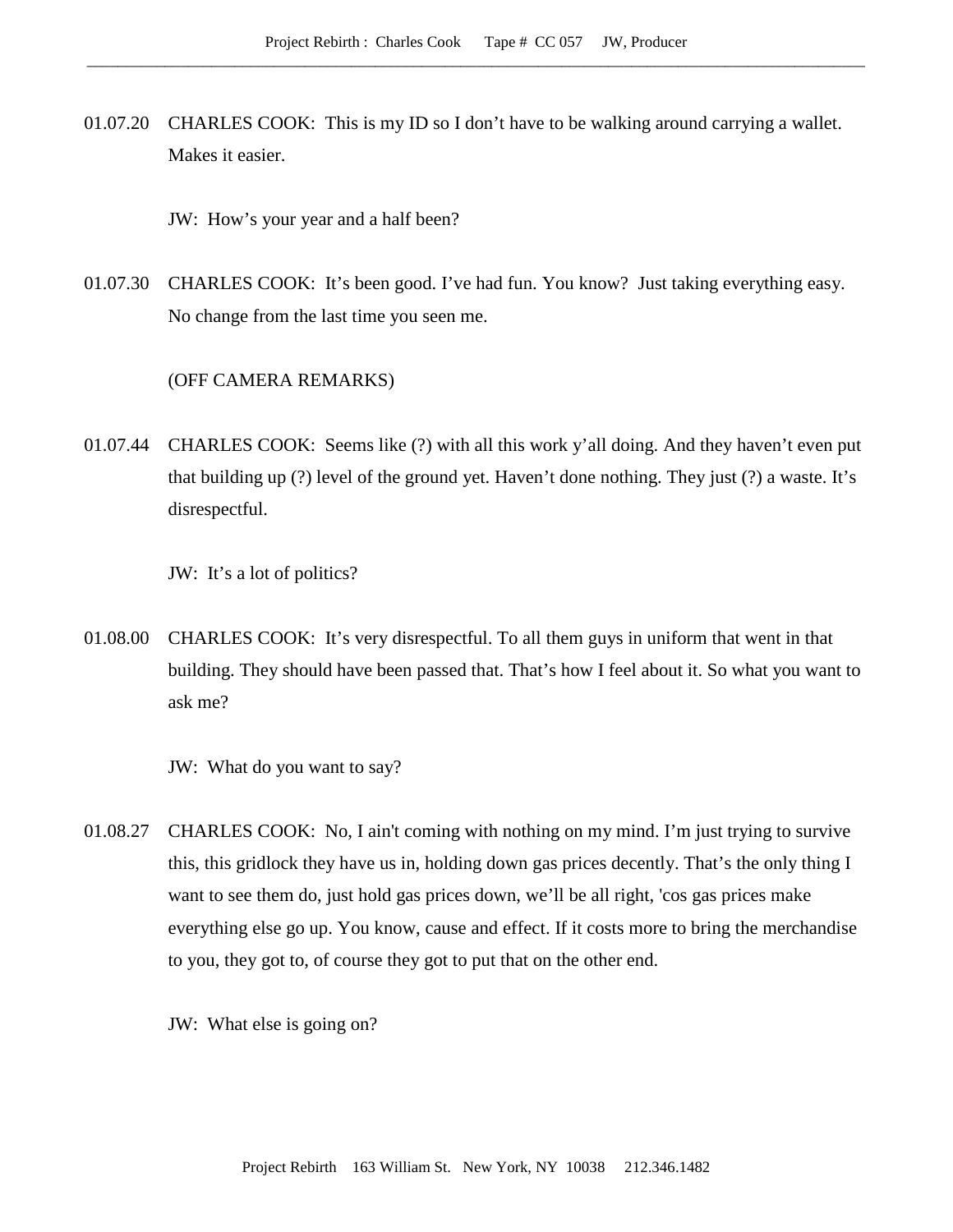01.07.20 CHARLES COOK: This is my ID so I don't have to be walking around carrying a wallet. Makes it easier.

JW: How's your year and a half been?

01.07.30 CHARLES COOK: It's been good. I've had fun. You know? Just taking everything easy. No change from the last time you seen me.

(OFF CAMERA REMARKS)

01.07.44 CHARLES COOK: Seems like (?) with all this work y'all doing. And they haven't even put that building up (?) level of the ground yet. Haven't done nothing. They just (?) a waste. It's disrespectful.

JW: It's a lot of politics?

01.08.00 CHARLES COOK: It's very disrespectful. To all them guys in uniform that went in that building. They should have been passed that. That's how I feel about it. So what you want to ask me?

JW: What do you want to say?

01.08.27 CHARLES COOK: No, I ain't coming with nothing on my mind. I'm just trying to survive this, this gridlock they have us in, holding down gas prices decently. That's the only thing I want to see them do, just hold gas prices down, we'll be all right, 'cos gas prices make everything else go up. You know, cause and effect. If it costs more to bring the merchandise to you, they got to, of course they got to put that on the other end.

JW: What else is going on?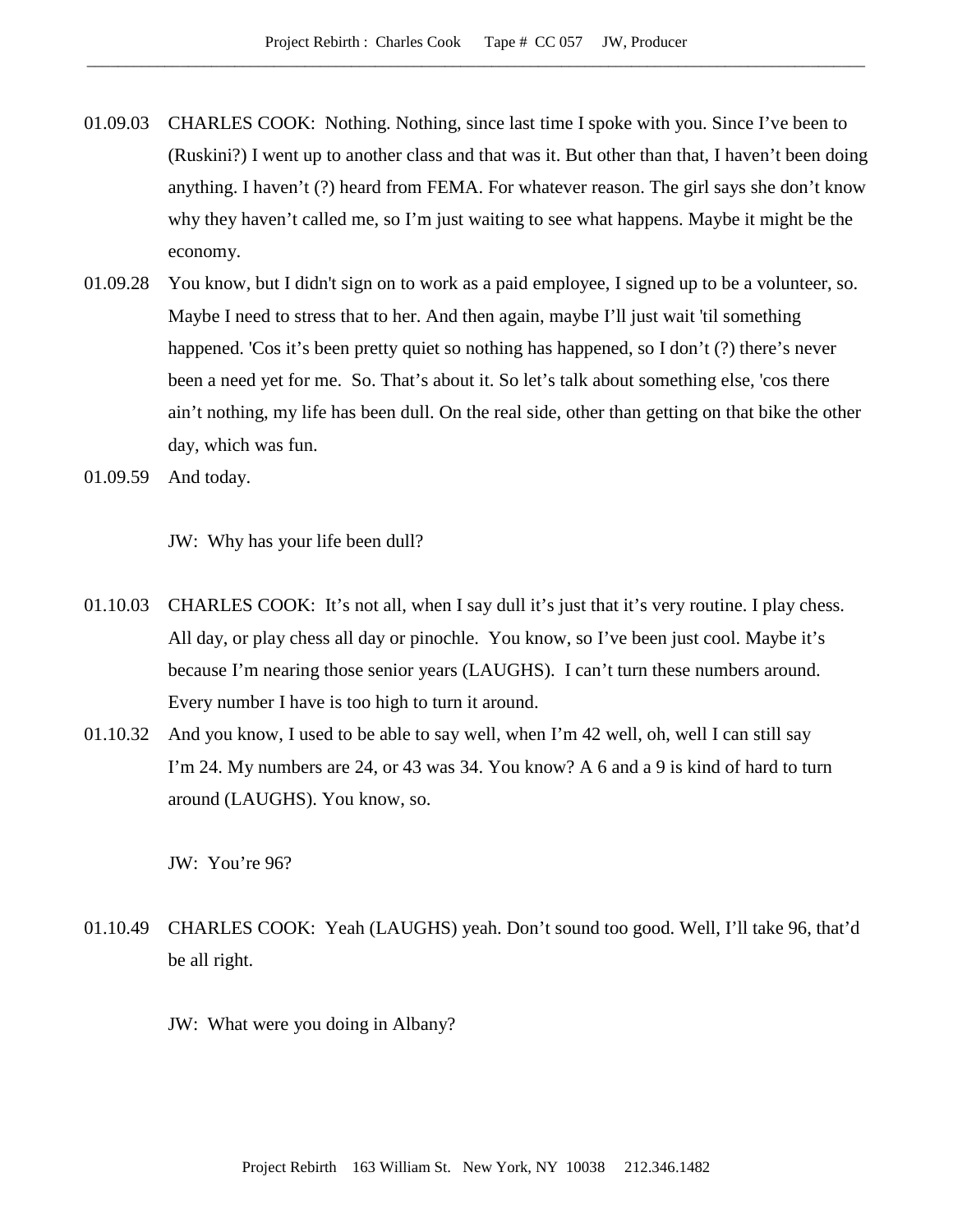01.09.03 CHARLES COOK: Nothing. Nothing, since last time I spoke with you. Since I've been to (Ruskini?) I went up to another class and that was it. But other than that, I haven't been doing anything. I haven't (?) heard from FEMA. For whatever reason. The girl says she don't know why they haven't called me, so I'm just waiting to see what happens. Maybe it might be the economy.

01.09.28 You know, but I didn't sign on to work as a paid employee, I signed up to be a volunteer, so. Maybe I need to stress that to her. And then again, maybe I'll just wait 'til something happened. 'Cos it's been pretty quiet so nothing has happened, so I don't (?) there's never been a need yet for me. So. That's about it. So let's talk about something else, 'cos there ain't nothing, my life has been dull. On the real side, other than getting on that bike the other day, which was fun.

01.09.59 And today.

JW: Why has your life been dull?

01.10.03 CHARLES COOK: It's not all, when I say dull it's just that it's very routine. I play chess. All day, or play chess all day or pinochle. You know, so I've been just cool. Maybe it's because I'm nearing those senior years (LAUGHS). I can't turn these numbers around. Every number I have is too high to turn it around.

01.10.32 And you know, I used to be able to say well, when I'm 42 well, oh, well I can still say I'm 24. My numbers are 24, or 43 was 34. You know? A 6 and a 9 is kind of hard to turn around (LAUGHS). You know, so.

JW: You're 96?

01.10.49 CHARLES COOK: Yeah (LAUGHS) yeah. Don't sound too good. Well, I'll take 96, that'd be all right.

JW: What were you doing in Albany?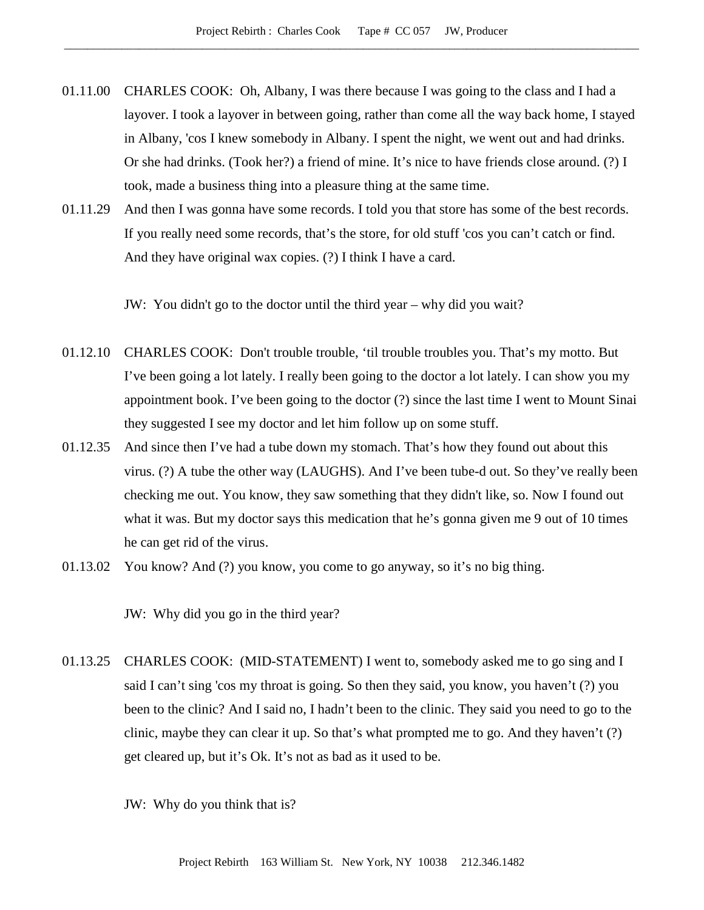01.11.00 CHARLES COOK: Oh, Albany, I was there because I was going to the class and I had a layover. I took a layover in between going, rather than come all the way back home, I stayed in Albany, 'cos I knew somebody in Albany. I spent the night, we went out and had drinks. Or she had drinks. (Took her?) a friend of mine. It's nice to have friends close around. (?) I took, made a business thing into a pleasure thing at the same time.

01.11.29 And then I was gonna have some records. I told you that store has some of the best records. If you really need some records, that's the store, for old stuff 'cos you can't catch or find. And they have original wax copies. (?) I think I have a card.

JW: You didn't go to the doctor until the third year – why did you wait?

01.12.10 CHARLES COOK: Don't trouble trouble, 'til trouble troubles you. That's my motto. But I've been going a lot lately. I really been going to the doctor a lot lately. I can show you my appointment book. I've been going to the doctor (?) since the last time I went to Mount Sinai they suggested I see my doctor and let him follow up on some stuff.

01.12.35 And since then I've had a tube down my stomach. That's how they found out about this virus. (?) A tube the other way (LAUGHS). And I've been tube-d out. So they've really been checking me out. You know, they saw something that they didn't like, so. Now I found out what it was. But my doctor says this medication that he's gonna given me 9 out of 10 times he can get rid of the virus.

01.13.02 You know? And (?) you know, you come to go anyway, so it's no big thing.

JW: Why did you go in the third year?

01.13.25 CHARLES COOK: (MID-STATEMENT) I went to, somebody asked me to go sing and I said I can't sing 'cos my throat is going. So then they said, you know, you haven't (?) you been to the clinic? And I said no, I hadn't been to the clinic. They said you need to go to the clinic, maybe they can clear it up. So that's what prompted me to go. And they haven't (?) get cleared up, but it's Ok. It's not as bad as it used to be.

JW: Why do you think that is?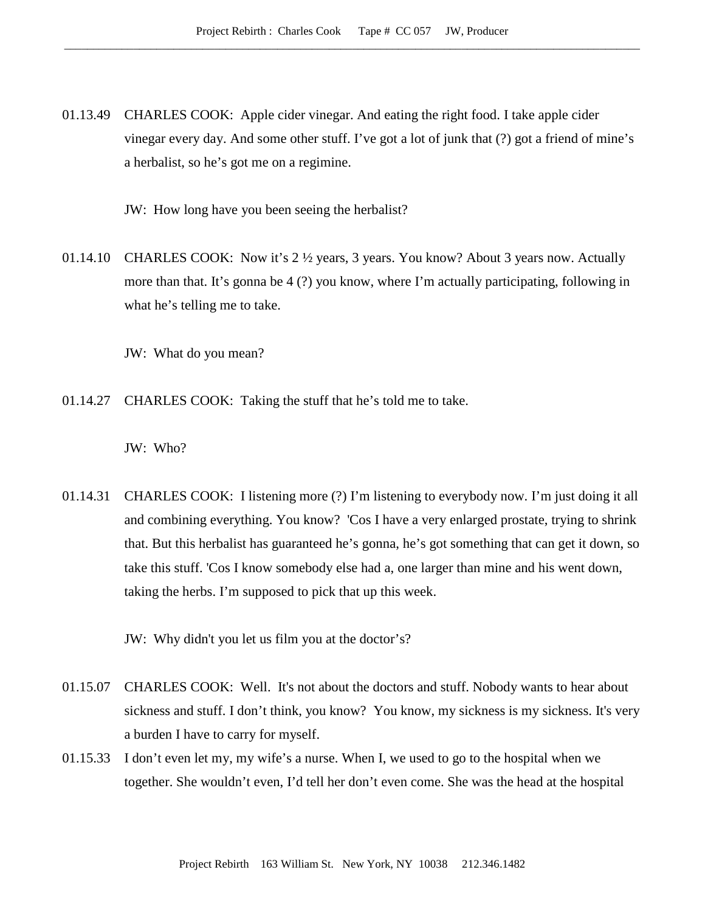01.13.49 CHARLES COOK: Apple cider vinegar. And eating the right food. I take apple cider vinegar every day. And some other stuff. I've got a lot of junk that (?) got a friend of mine's a herbalist, so he's got me on a regimine.

JW: How long have you been seeing the herbalist?

01.14.10 CHARLES COOK: Now it's 2 ½ years, 3 years. You know? About 3 years now. Actually more than that. It's gonna be 4 (?) you know, where I'm actually participating, following in what he's telling me to take.

JW: What do you mean?

01.14.27 CHARLES COOK: Taking the stuff that he's told me to take.

JW: Who?

01.14.31 CHARLES COOK: I listening more (?) I'm listening to everybody now. I'm just doing it all and combining everything. You know? 'Cos I have a very enlarged prostate, trying to shrink that. But this herbalist has guaranteed he's gonna, he's got something that can get it down, so take this stuff. 'Cos I know somebody else had a, one larger than mine and his went down, taking the herbs. I'm supposed to pick that up this week.

JW: Why didn't you let us film you at the doctor's?

01.15.07 CHARLES COOK: Well. It's not about the doctors and stuff. Nobody wants to hear about sickness and stuff. I don't think, you know? You know, my sickness is my sickness. It's very a burden I have to carry for myself.

01.15.33 I don't even let my, my wife's a nurse. When I, we used to go to the hospital when we together. She wouldn't even, I'd tell her don't even come. She was the head at the hospital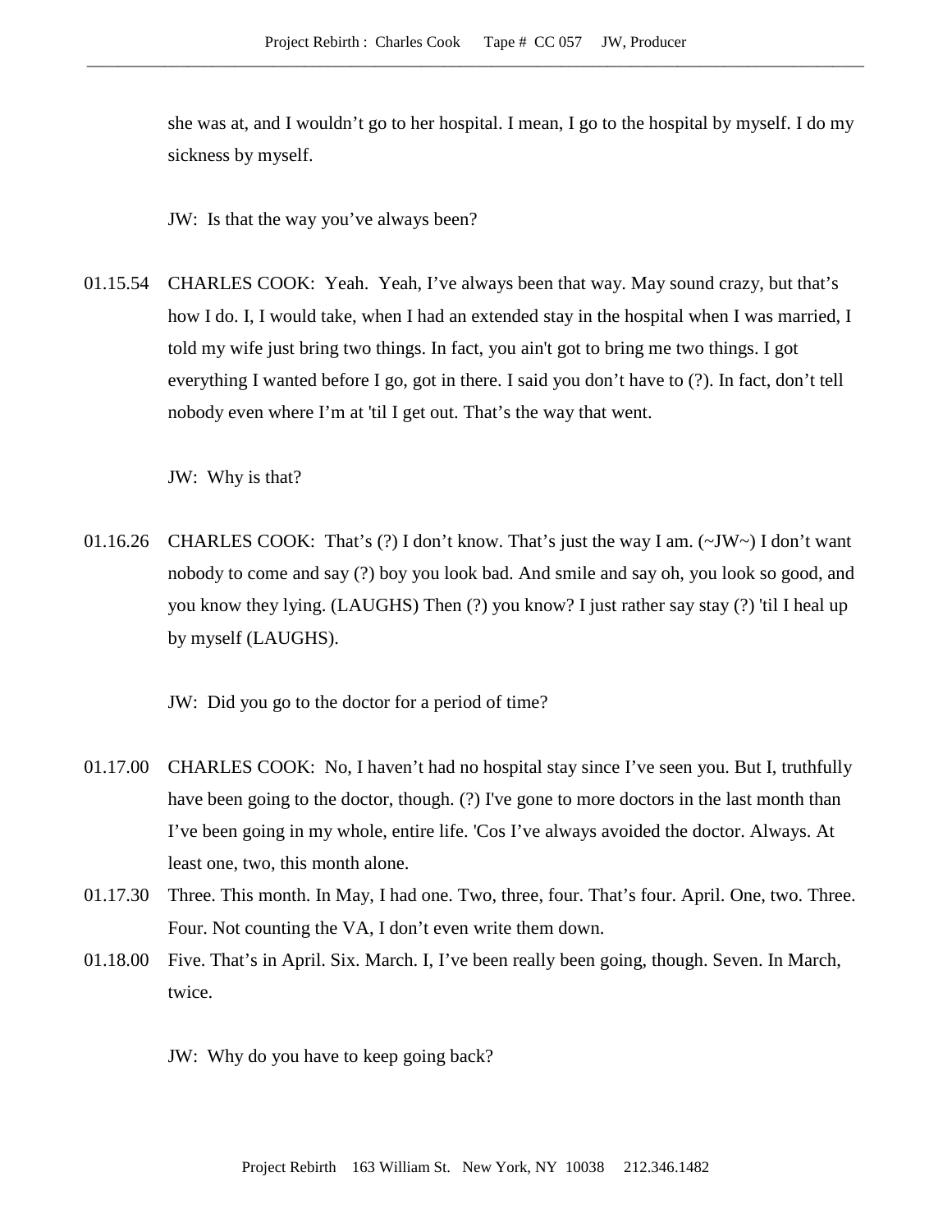she was at, and I wouldn't go to her hospital. I mean, I go to the hospital by myself. I do my sickness by myself.

JW: Is that the way you've always been?

01.15.54 CHARLES COOK: Yeah. Yeah, I've always been that way. May sound crazy, but that's how I do. I, I would take, when I had an extended stay in the hospital when I was married, I told my wife just bring two things. In fact, you ain't got to bring me two things. I got everything I wanted before I go, got in there. I said you don't have to (?). In fact, don't tell nobody even where I'm at 'til I get out. That's the way that went.

JW: Why is that?

01.16.26 CHARLES COOK: That's (?) I don't know. That's just the way I am. (~JW~) I don't want nobody to come and say (?) boy you look bad. And smile and say oh, you look so good, and you know they lying. (LAUGHS) Then (?) you know? I just rather say stay (?) 'til I heal up by myself (LAUGHS).

JW: Did you go to the doctor for a period of time?

01.17.00 CHARLES COOK: No, I haven't had no hospital stay since I've seen you. But I, truthfully have been going to the doctor, though. (?) I've gone to more doctors in the last month than I've been going in my whole, entire life. 'Cos I've always avoided the doctor. Always. At least one, two, this month alone.

01.17.30 Three. This month. In May, I had one. Two, three, four. That's four. April. One, two. Three. Four. Not counting the VA, I don't even write them down.

01.18.00 Five. That's in April. Six. March. I, I've been really been going, though. Seven. In March, twice.

JW: Why do you have to keep going back?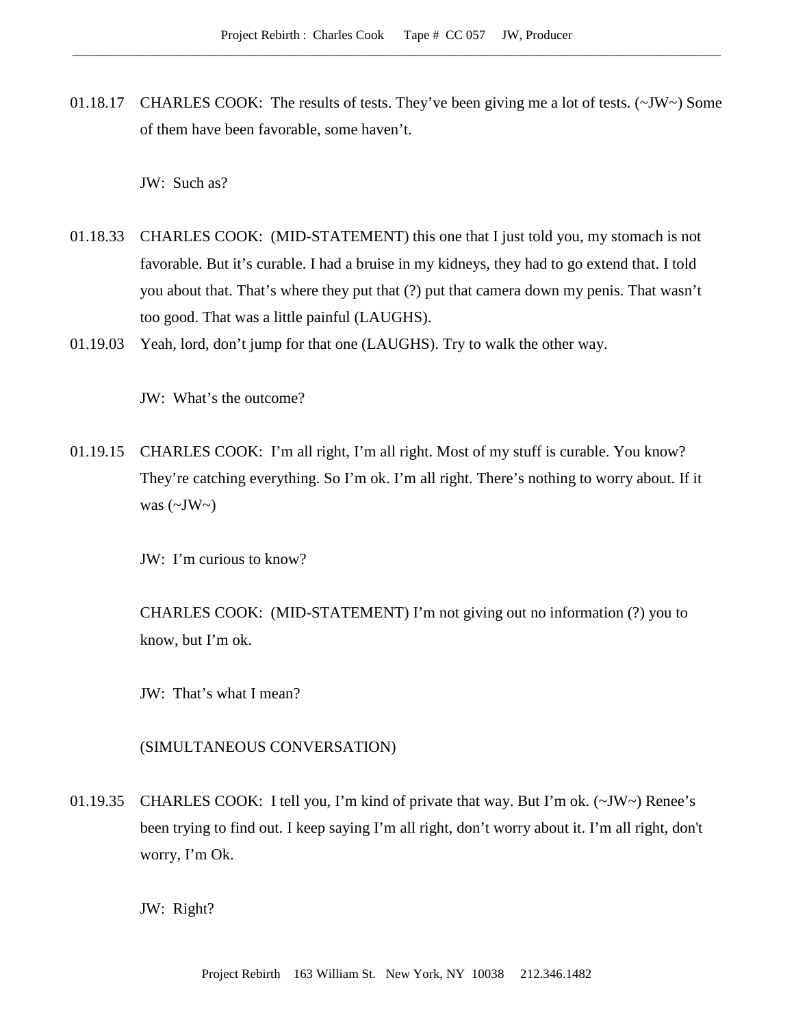01.18.17 CHARLES COOK: The results of tests. They've been giving me a lot of tests. (~JW~) Some of them have been favorable, some haven't.

JW: Such as?

01.18.33 CHARLES COOK: (MID-STATEMENT) this one that I just told you, my stomach is not favorable. But it's curable. I had a bruise in my kidneys, they had to go extend that. I told you about that. That's where they put that (?) put that camera down my penis. That wasn't too good. That was a little painful (LAUGHS).

01.19.03 Yeah, lord, don't jump for that one (LAUGHS). Try to walk the other way.

JW: What's the outcome?

01.19.15 CHARLES COOK: I'm all right, I'm all right. Most of my stuff is curable. You know? They're catching everything. So I'm ok. I'm all right. There's nothing to worry about. If it was (~JW~)

JW: I'm curious to know?

CHARLES COOK: (MID-STATEMENT) I'm not giving out no information (?) you to know, but I'm ok.

JW: That's what I mean?

(SIMULTANEOUS CONVERSATION)

01.19.35 CHARLES COOK: I tell you, I'm kind of private that way. But I'm ok. (~JW~) Renee's been trying to find out. I keep saying I'm all right, don't worry about it. I'm all right, don't worry, I'm Ok.

JW: Right?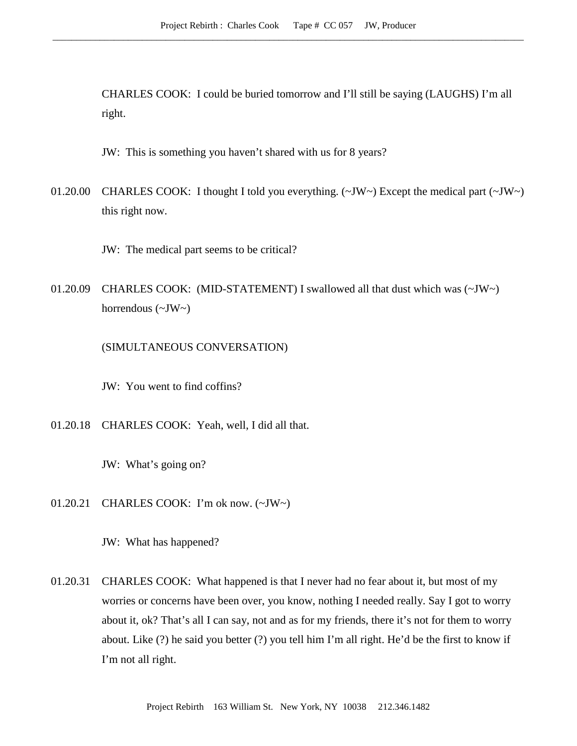CHARLES COOK: I could be buried tomorrow and I'll still be saying (LAUGHS) I'm all right.

JW: This is something you haven't shared with us for 8 years?

01.20.00 CHARLES COOK: I thought I told you everything. (~JW~) Except the medical part (~JW~) this right now.

JW: The medical part seems to be critical?

01.20.09 CHARLES COOK: (MID-STATEMENT) I swallowed all that dust which was (~JW~) horrendous (~JW~)

(SIMULTANEOUS CONVERSATION)

JW: You went to find coffins?

01.20.18 CHARLES COOK: Yeah, well, I did all that.

JW: What's going on?

01.20.21 CHARLES COOK: I'm ok now. (~JW~)

JW: What has happened?

01.20.31 CHARLES COOK: What happened is that I never had no fear about it, but most of my worries or concerns have been over, you know, nothing I needed really. Say I got to worry about it, ok? That's all I can say, not and as for my friends, there it's not for them to worry about. Like (?) he said you better (?) you tell him I'm all right. He'd be the first to know if I'm not all right.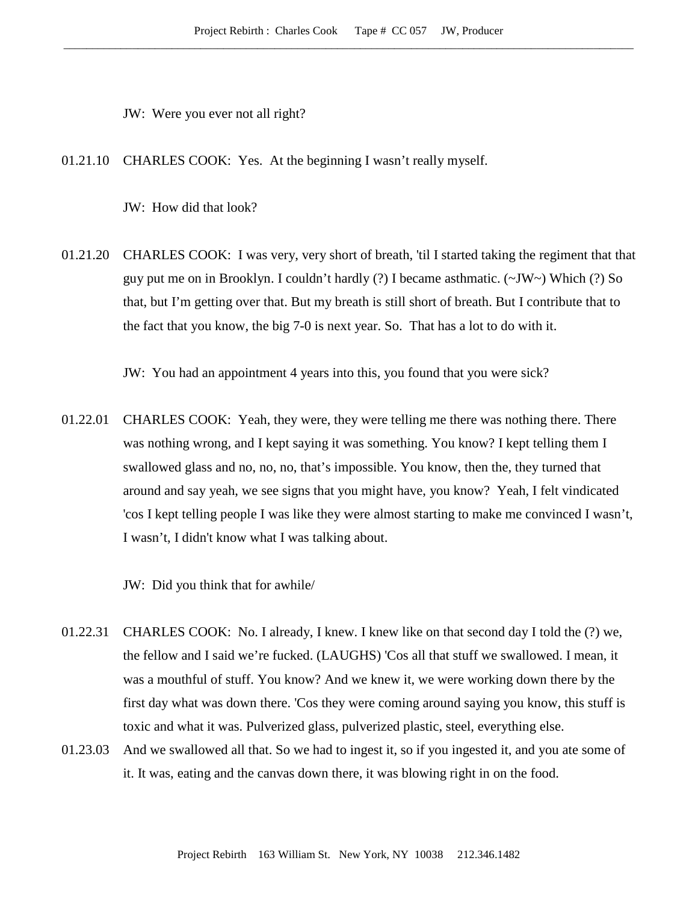JW: Were you ever not all right?

01.21.10 CHARLES COOK: Yes. At the beginning I wasn't really myself.

JW: How did that look?

01.21.20 CHARLES COOK: I was very, very short of breath, 'til I started taking the regiment that that guy put me on in Brooklyn. I couldn't hardly (?) I became asthmatic. (~JW~) Which (?) So that, but I'm getting over that. But my breath is still short of breath. But I contribute that to the fact that you know, the big 7-0 is next year. So. That has a lot to do with it.

JW: You had an appointment 4 years into this, you found that you were sick?

01.22.01 CHARLES COOK: Yeah, they were, they were telling me there was nothing there. There was nothing wrong, and I kept saying it was something. You know? I kept telling them I swallowed glass and no, no, no, that's impossible. You know, then the, they turned that around and say yeah, we see signs that you might have, you know? Yeah, I felt vindicated 'cos I kept telling people I was like they were almost starting to make me convinced I wasn't, I wasn't, I didn't know what I was talking about.

JW: Did you think that for awhile/

01.22.31 CHARLES COOK: No. I already, I knew. I knew like on that second day I told the (?) we, the fellow and I said we're fucked. (LAUGHS) 'Cos all that stuff we swallowed. I mean, it was a mouthful of stuff. You know? And we knew it, we were working down there by the first day what was down there. 'Cos they were coming around saying you know, this stuff is toxic and what it was. Pulverized glass, pulverized plastic, steel, everything else.

01.23.03 And we swallowed all that. So we had to ingest it, so if you ingested it, and you ate some of it. It was, eating and the canvas down there, it was blowing right in on the food.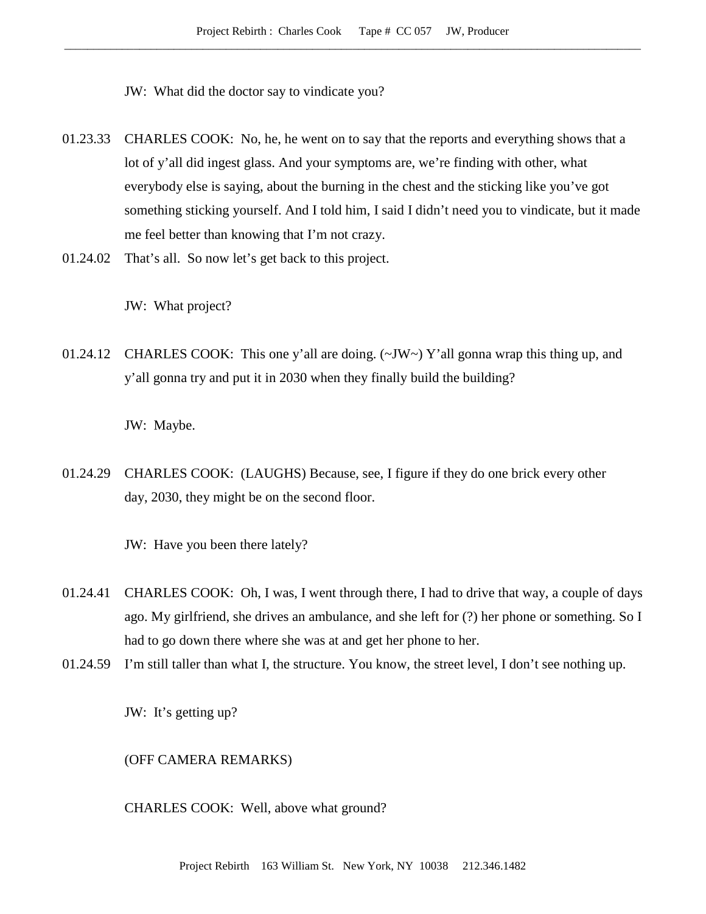JW: What did the doctor say to vindicate you?

01.23.33 CHARLES COOK: No, he, he went on to say that the reports and everything shows that a lot of y'all did ingest glass. And your symptoms are, we're finding with other, what everybody else is saying, about the burning in the chest and the sticking like you've got something sticking yourself. And I told him, I said I didn't need you to vindicate, but it made me feel better than knowing that I'm not crazy.

01.24.02 That's all. So now let's get back to this project.

JW: What project?

01.24.12 CHARLES COOK: This one y'all are doing. (~JW~) Y'all gonna wrap this thing up, and y'all gonna try and put it in 2030 when they finally build the building?

JW: Maybe.

01.24.29 CHARLES COOK: (LAUGHS) Because, see, I figure if they do one brick every other day, 2030, they might be on the second floor.

JW: Have you been there lately?

01.24.41 CHARLES COOK: Oh, I was, I went through there, I had to drive that way, a couple of days ago. My girlfriend, she drives an ambulance, and she left for (?) her phone or something. So I had to go down there where she was at and get her phone to her.

01.24.59 I'm still taller than what I, the structure. You know, the street level, I don't see nothing up.

JW: It's getting up?

(OFF CAMERA REMARKS)

CHARLES COOK: Well, above what ground?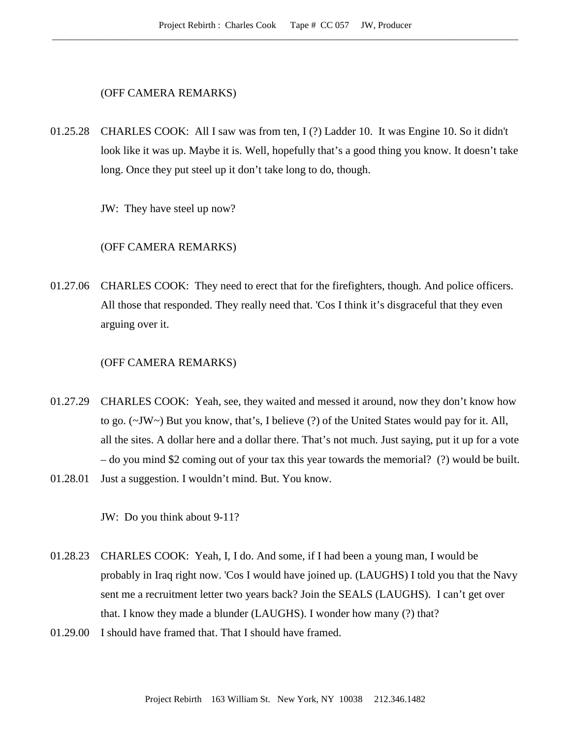(OFF CAMERA REMARKS)

01.25.28 CHARLES COOK: All I saw was from ten, I (?) Ladder 10. It was Engine 10. So it didn't look like it was up. Maybe it is. Well, hopefully that's a good thing you know. It doesn't take long. Once they put steel up it don't take long to do, though.

JW: They have steel up now?

(OFF CAMERA REMARKS)

01.27.06 CHARLES COOK: They need to erect that for the firefighters, though. And police officers. All those that responded. They really need that. 'Cos I think it's disgraceful that they even arguing over it.

(OFF CAMERA REMARKS)

01.27.29 CHARLES COOK: Yeah, see, they waited and messed it around, now they don't know how to go. (~JW~) But you know, that's, I believe (?) of the United States would pay for it. All, all the sites. A dollar here and a dollar there. That's not much. Just saying, put it up for a vote – do you mind $2 coming out of your tax this year towards the memorial? (?) would be built.

01.28.01 Just a suggestion. I wouldn't mind. But. You know.

JW: Do you think about 9-11?

01.28.23 CHARLES COOK: Yeah, I, I do. And some, if I had been a young man, I would be probably in Iraq right now. 'Cos I would have joined up. (LAUGHS) I told you that the Navy sent me a recruitment letter two years back? Join the SEALS (LAUGHS). I can't get over that. I know they made a blunder (LAUGHS). I wonder how many (?) that?

01.29.00 I should have framed that. That I should have framed.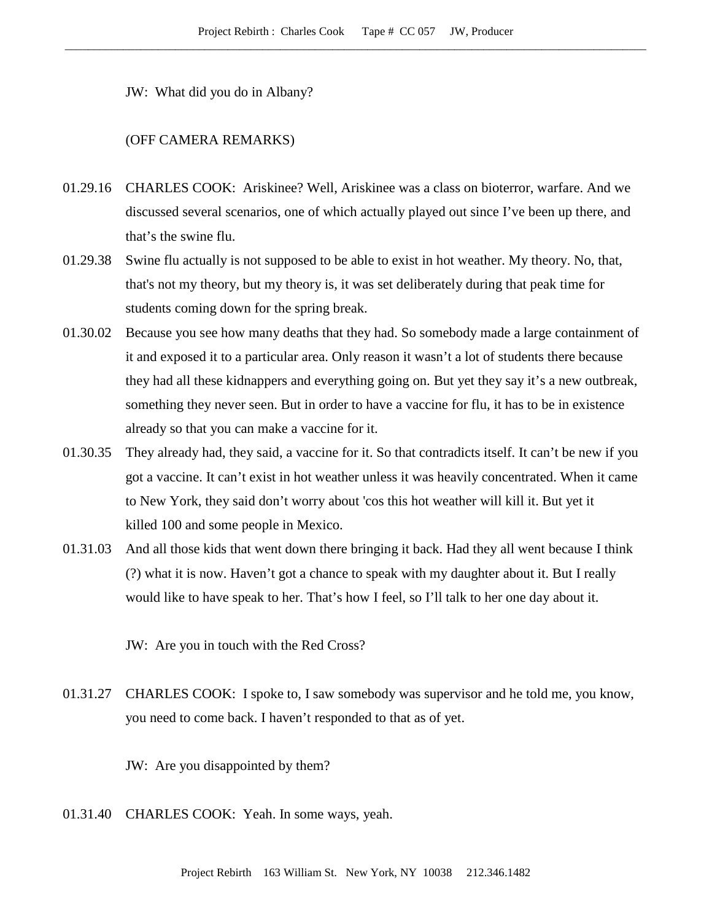JW: What did you do in Albany?

(OFF CAMERA REMARKS)

01.29.16 CHARLES COOK: Ariskinee? Well, Ariskinee was a class on bioterror, warfare. And we discussed several scenarios, one of which actually played out since I've been up there, and that's the swine flu.

01.29.38 Swine flu actually is not supposed to be able to exist in hot weather. My theory. No, that, that's not my theory, but my theory is, it was set deliberately during that peak time for students coming down for the spring break.

01.30.02 Because you see how many deaths that they had. So somebody made a large containment of it and exposed it to a particular area. Only reason it wasn't a lot of students there because they had all these kidnappers and everything going on. But yet they say it's a new outbreak, something they never seen. But in order to have a vaccine for flu, it has to be in existence already so that you can make a vaccine for it.

01.30.35 They already had, they said, a vaccine for it. So that contradicts itself. It can't be new if you got a vaccine. It can't exist in hot weather unless it was heavily concentrated. When it came to New York, they said don't worry about 'cos this hot weather will kill it. But yet it killed 100 and some people in Mexico.

01.31.03 And all those kids that went down there bringing it back. Had they all went because I think (?) what it is now. Haven't got a chance to speak with my daughter about it. But I really would like to have speak to her. That's how I feel, so I'll talk to her one day about it.

JW: Are you in touch with the Red Cross?

01.31.27 CHARLES COOK: I spoke to, I saw somebody was supervisor and he told me, you know, you need to come back. I haven't responded to that as of yet.

JW: Are you disappointed by them?

01.31.40 CHARLES COOK: Yeah. In some ways, yeah.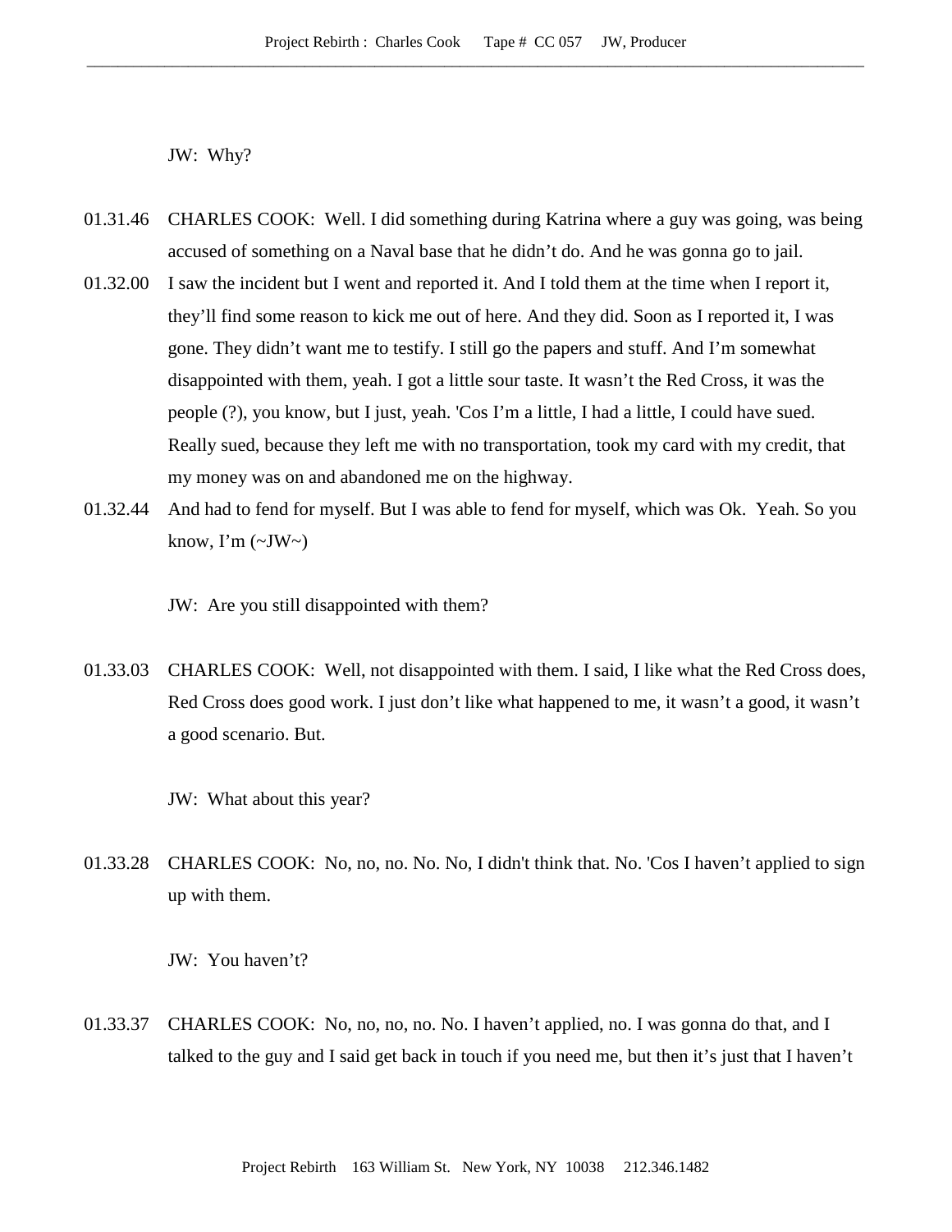JW: Why?

01.31.46 CHARLES COOK: Well. I did something during Katrina where a guy was going, was being accused of something on a Naval base that he didn't do. And he was gonna go to jail.

01.32.00 I saw the incident but I went and reported it. And I told them at the time when I report it, they'll find some reason to kick me out of here. And they did. Soon as I reported it, I was gone. They didn't want me to testify. I still go the papers and stuff. And I'm somewhat disappointed with them, yeah. I got a little sour taste. It wasn't the Red Cross, it was the people (?), you know, but I just, yeah. 'Cos I'm a little, I had a little, I could have sued. Really sued, because they left me with no transportation, took my card with my credit, that my money was on and abandoned me on the highway.

01.32.44 And had to fend for myself. But I was able to fend for myself, which was Ok. Yeah. So you know, I'm (~JW~)

JW: Are you still disappointed with them?

01.33.03 CHARLES COOK: Well, not disappointed with them. I said, I like what the Red Cross does, Red Cross does good work. I just don't like what happened to me, it wasn't a good, it wasn't a good scenario. But.

JW: What about this year?

01.33.28 CHARLES COOK: No, no, no. No. No, I didn't think that. No. 'Cos I haven't applied to sign up with them.

JW: You haven't?

01.33.37 CHARLES COOK: No, no, no, no. No. I haven't applied, no. I was gonna do that, and I talked to the guy and I said get back in touch if you need me, but then it's just that I haven't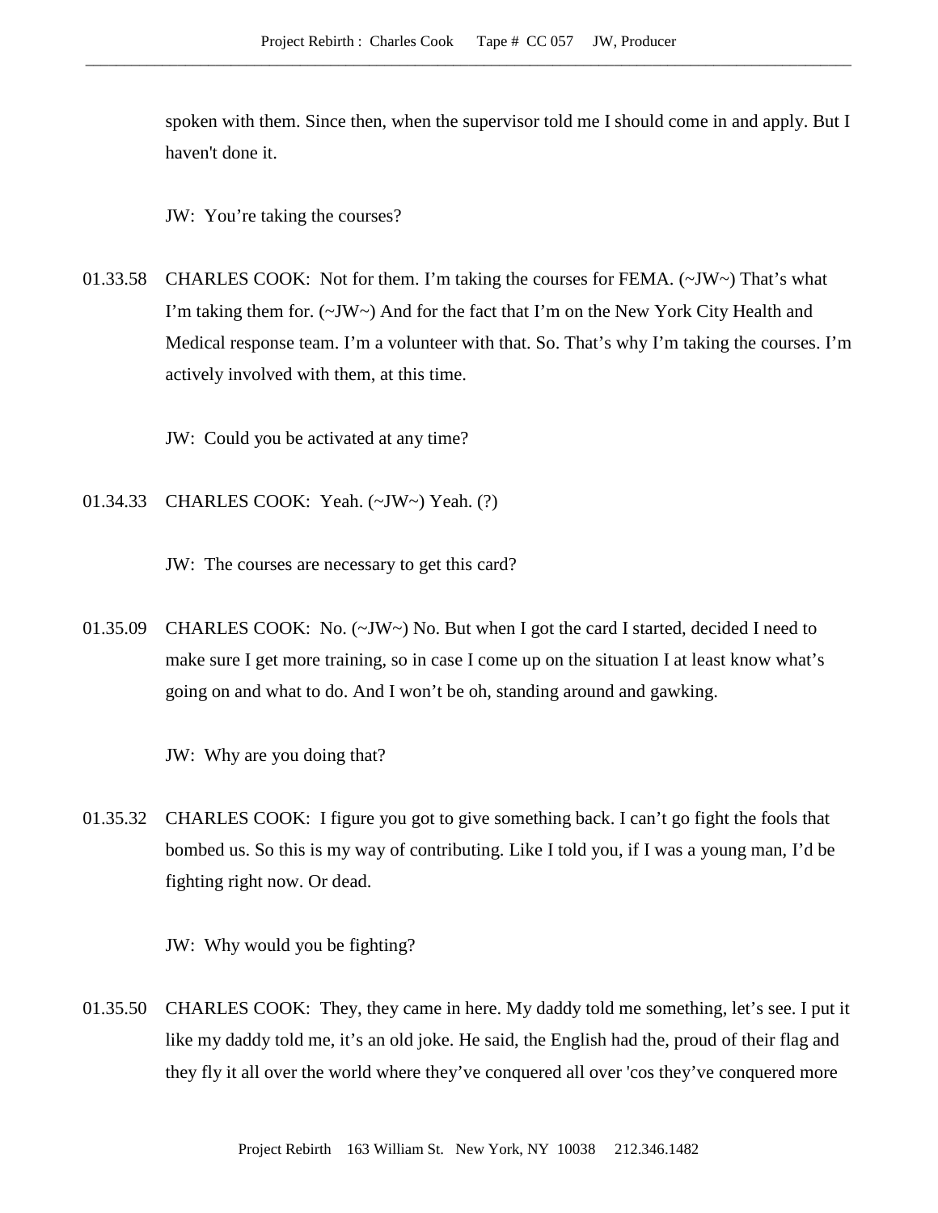spoken with them. Since then, when the supervisor told me I should come in and apply. But I haven't done it.

JW: You're taking the courses?

01.33.58 CHARLES COOK: Not for them. I'm taking the courses for FEMA. (~JW~) That's what I'm taking them for. (~JW~) And for the fact that I'm on the New York City Health and Medical response team. I'm a volunteer with that. So. That's why I'm taking the courses. I'm actively involved with them, at this time.

JW: Could you be activated at any time?

01.34.33 CHARLES COOK: Yeah. (~JW~) Yeah. (?)

JW: The courses are necessary to get this card?

01.35.09 CHARLES COOK: No. (~JW~) No. But when I got the card I started, decided I need to make sure I get more training, so in case I come up on the situation I at least know what's going on and what to do. And I won't be oh, standing around and gawking.

JW: Why are you doing that?

01.35.32 CHARLES COOK: I figure you got to give something back. I can't go fight the fools that bombed us. So this is my way of contributing. Like I told you, if I was a young man, I'd be fighting right now. Or dead.

JW: Why would you be fighting?

01.35.50 CHARLES COOK: They, they came in here. My daddy told me something, let's see. I put it like my daddy told me, it's an old joke. He said, the English had the, proud of their flag and they fly it all over the world where they've conquered all over 'cos they've conquered more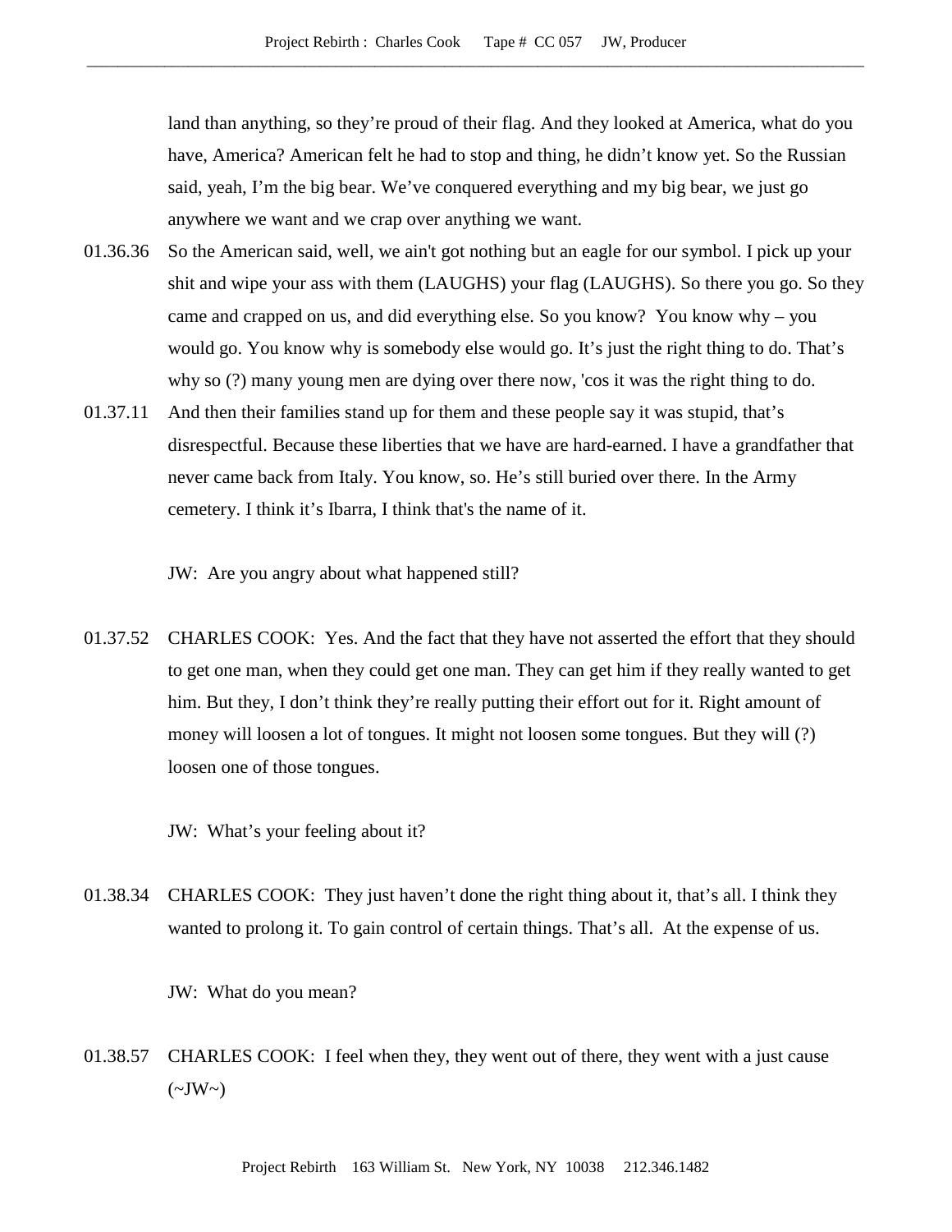land than anything, so they're proud of their flag. And they looked at America, what do you have, America? American felt he had to stop and thing, he didn't know yet. So the Russian said, yeah, I'm the big bear. We've conquered everything and my big bear, we just go anywhere we want and we crap over anything we want.

01.36.36 So the American said, well, we ain't got nothing but an eagle for our symbol. I pick up your shit and wipe your ass with them (LAUGHS) your flag (LAUGHS). So there you go. So they came and crapped on us, and did everything else. So you know? You know why – you would go. You know why is somebody else would go. It's just the right thing to do. That's why so (?) many young men are dying over there now, 'cos it was the right thing to do.

01.37.11 And then their families stand up for them and these people say it was stupid, that's disrespectful. Because these liberties that we have are hard-earned. I have a grandfather that never came back from Italy. You know, so. He's still buried over there. In the Army cemetery. I think it's Ibarra, I think that's the name of it.

JW: Are you angry about what happened still?

01.37.52 CHARLES COOK: Yes. And the fact that they have not asserted the effort that they should to get one man, when they could get one man. They can get him if they really wanted to get him. But they, I don't think they're really putting their effort out for it. Right amount of money will loosen a lot of tongues. It might not loosen some tongues. But they will (?) loosen one of those tongues.

JW: What's your feeling about it?

01.38.34 CHARLES COOK: They just haven't done the right thing about it, that's all. I think they wanted to prolong it. To gain control of certain things. That's all. At the expense of us.

JW: What do you mean?

01.38.57 CHARLES COOK: I feel when they, they went out of there, they went with a just cause (~JW~)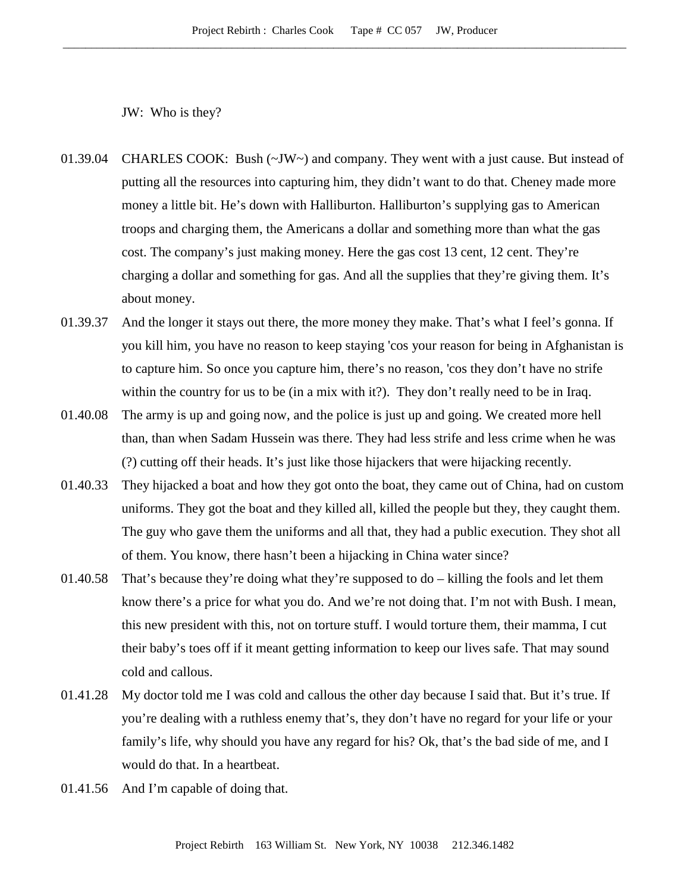JW: Who is they?

01.39.04 CHARLES COOK: Bush (~JW~) and company. They went with a just cause. But instead of putting all the resources into capturing him, they didn't want to do that. Cheney made more money a little bit. He's down with Halliburton. Halliburton's supplying gas to American troops and charging them, the Americans a dollar and something more than what the gas cost. The company's just making money. Here the gas cost 13 cent, 12 cent. They're charging a dollar and something for gas. And all the supplies that they're giving them. It's about money.

01.39.37 And the longer it stays out there, the more money they make. That's what I feel's gonna. If you kill him, you have no reason to keep staying 'cos your reason for being in Afghanistan is to capture him. So once you capture him, there's no reason, 'cos they don't have no strife within the country for us to be (in a mix with it?). They don't really need to be in Iraq.

01.40.08 The army is up and going now, and the police is just up and going. We created more hell than, than when Sadam Hussein was there. They had less strife and less crime when he was (?) cutting off their heads. It's just like those hijackers that were hijacking recently.

01.40.33 They hijacked a boat and how they got onto the boat, they came out of China, had on custom uniforms. They got the boat and they killed all, killed the people but they, they caught them. The guy who gave them the uniforms and all that, they had a public execution. They shot all of them. You know, there hasn't been a hijacking in China water since?

01.40.58 That's because they're doing what they're supposed to do – killing the fools and let them know there's a price for what you do. And we're not doing that. I'm not with Bush. I mean, this new president with this, not on torture stuff. I would torture them, their mamma, I cut their baby's toes off if it meant getting information to keep our lives safe. That may sound cold and callous.

01.41.28 My doctor told me I was cold and callous the other day because I said that. But it's true. If you're dealing with a ruthless enemy that's, they don't have no regard for your life or your family's life, why should you have any regard for his? Ok, that's the bad side of me, and I would do that. In a heartbeat.

01.41.56 And I'm capable of doing that.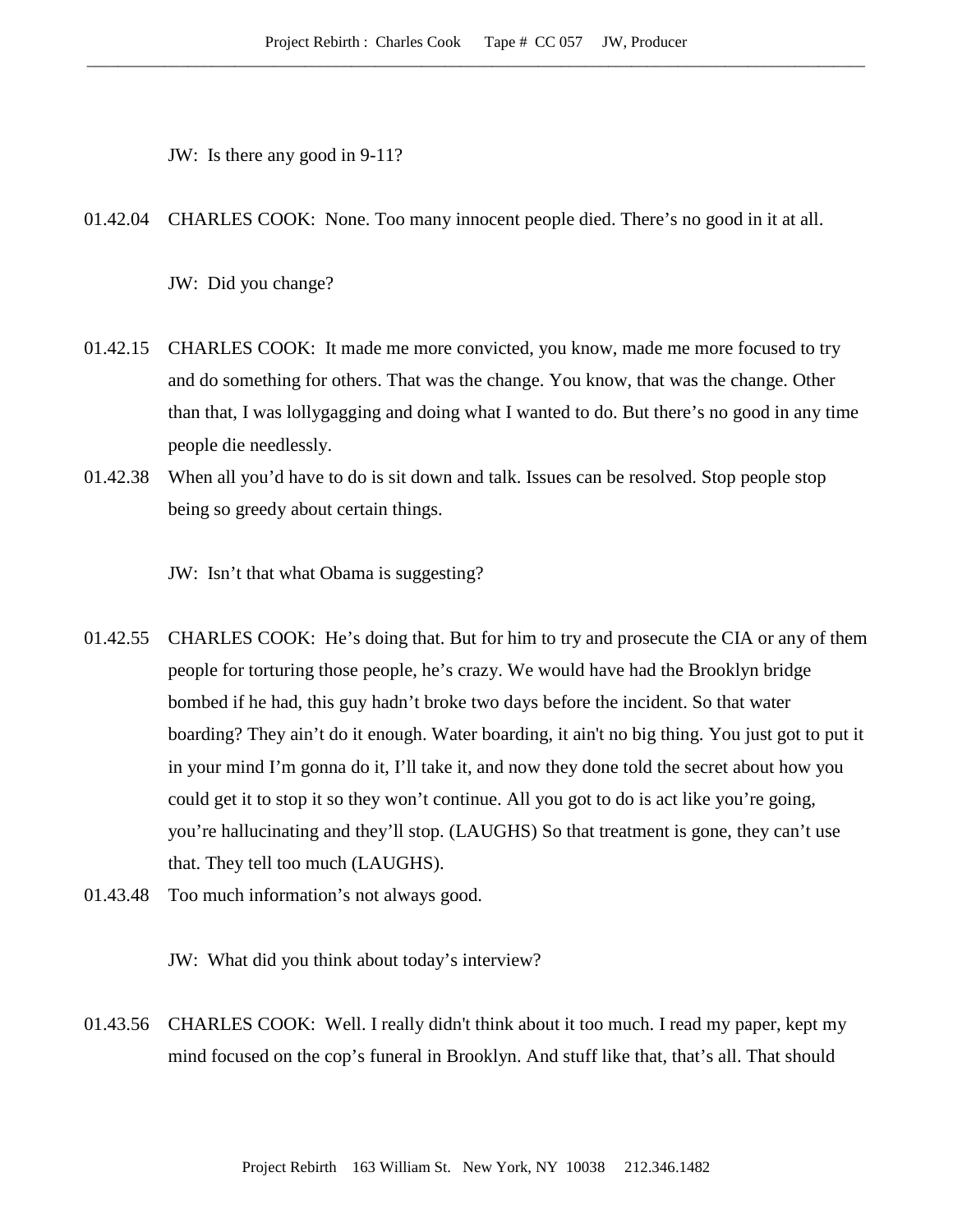JW: Is there any good in 9-11?

01.42.04 CHARLES COOK: None. Too many innocent people died. There's no good in it at all.

JW: Did you change?

01.42.15 CHARLES COOK: It made me more convicted, you know, made me more focused to try and do something for others. That was the change. You know, that was the change. Other than that, I was lollygagging and doing what I wanted to do. But there's no good in any time people die needlessly.

01.42.38 When all you'd have to do is sit down and talk. Issues can be resolved. Stop people stop being so greedy about certain things.

JW: Isn't that what Obama is suggesting?

01.42.55 CHARLES COOK: He's doing that. But for him to try and prosecute the CIA or any of them people for torturing those people, he's crazy. We would have had the Brooklyn bridge bombed if he had, this guy hadn't broke two days before the incident. So that water boarding? They ain't do it enough. Water boarding, it ain't no big thing. You just got to put it in your mind I'm gonna do it, I'll take it, and now they done told the secret about how you could get it to stop it so they won't continue. All you got to do is act like you're going, you're hallucinating and they'll stop. (LAUGHS) So that treatment is gone, they can't use that. They tell too much (LAUGHS).

01.43.48 Too much information's not always good.

JW: What did you think about today's interview?

01.43.56 CHARLES COOK: Well. I really didn't think about it too much. I read my paper, kept my mind focused on the cop's funeral in Brooklyn. And stuff like that, that's all. That should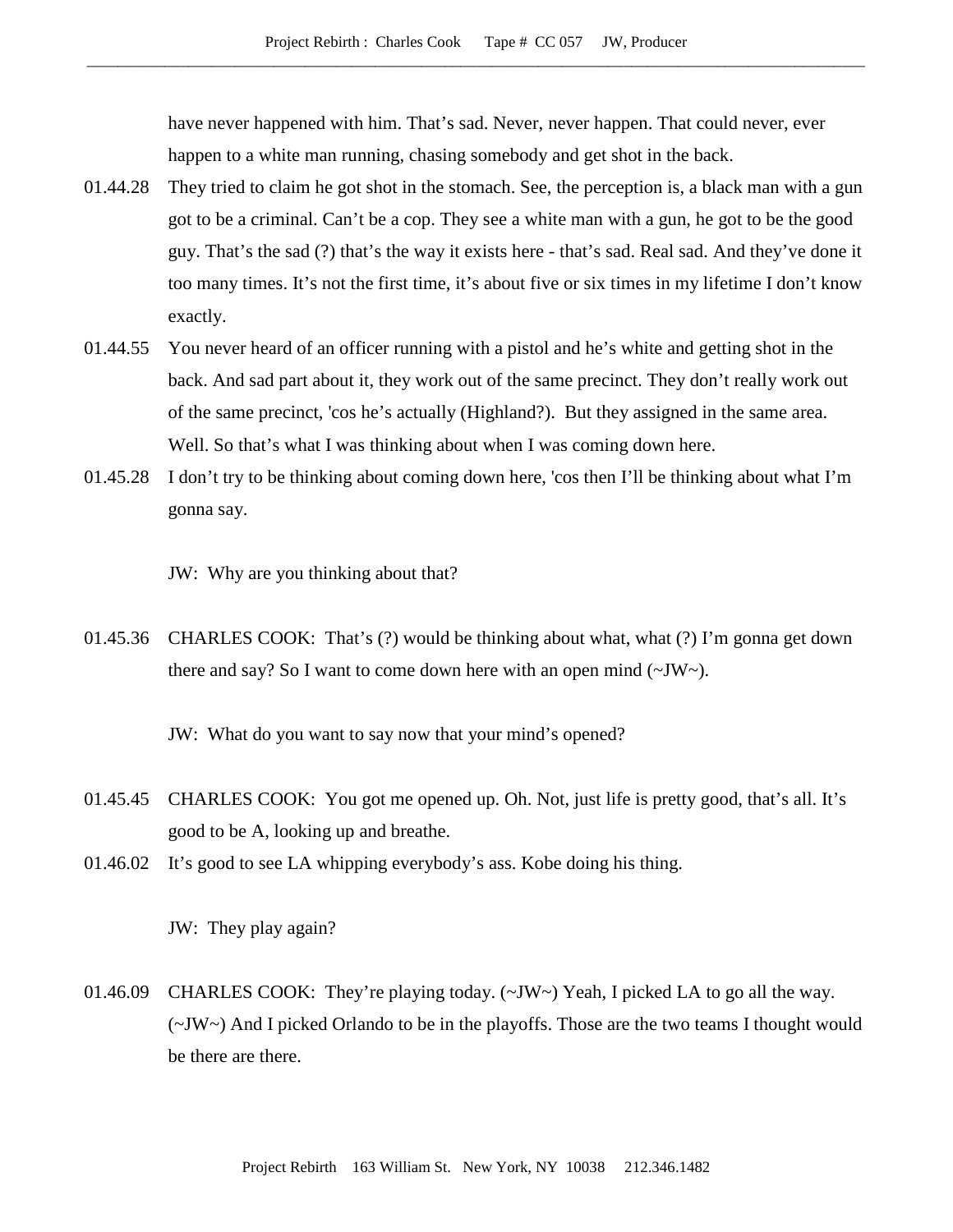have never happened with him. That's sad. Never, never happen. That could never, ever happen to a white man running, chasing somebody and get shot in the back.

01.44.28 They tried to claim he got shot in the stomach. See, the perception is, a black man with a gun got to be a criminal. Can't be a cop. They see a white man with a gun, he got to be the good guy. That's the sad (?) that's the way it exists here - that's sad. Real sad. And they've done it too many times. It's not the first time, it's about five or six times in my lifetime I don't know exactly.

01.44.55 You never heard of an officer running with a pistol and he's white and getting shot in the back. And sad part about it, they work out of the same precinct. They don't really work out of the same precinct, 'cos he's actually (Highland?). But they assigned in the same area. Well. So that's what I was thinking about when I was coming down here.

01.45.28 I don't try to be thinking about coming down here, 'cos then I'll be thinking about what I'm gonna say.

JW: Why are you thinking about that?

01.45.36 CHARLES COOK: That's (?) would be thinking about what, what (?) I'm gonna get down there and say? So I want to come down here with an open mind (~JW~).

JW: What do you want to say now that your mind's opened?

01.45.45 CHARLES COOK: You got me opened up. Oh. Not, just life is pretty good, that's all. It's good to be A, looking up and breathe.

01.46.02 It's good to see LA whipping everybody's ass. Kobe doing his thing.

JW: They play again?

01.46.09 CHARLES COOK: They're playing today. (~JW~) Yeah, I picked LA to go all the way. (~JW~) And I picked Orlando to be in the playoffs. Those are the two teams I thought would be there are there.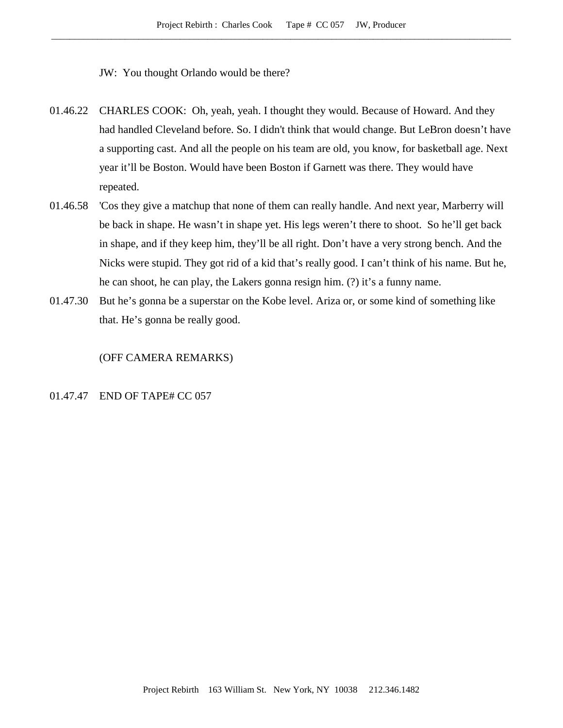JW: You thought Orlando would be there?

01.46.22 CHARLES COOK: Oh, yeah, yeah. I thought they would. Because of Howard. And they had handled Cleveland before. So. I didn't think that would change. But LeBron doesn't have a supporting cast. And all the people on his team are old, you know, for basketball age. Next year it'll be Boston. Would have been Boston if Garnett was there. They would have repeated.

01.46.58 'Cos they give a matchup that none of them can really handle. And next year, Marberry will be back in shape. He wasn't in shape yet. His legs weren't there to shoot. So he'll get back in shape, and if they keep him, they'll be all right. Don't have a very strong bench. And the Nicks were stupid. They got rid of a kid that's really good. I can't think of his name. But he, he can shoot, he can play, the Lakers gonna resign him. (?) it's a funny name.

01.47.30 But he's gonna be a superstar on the Kobe level. Ariza or, or some kind of something like that. He's gonna be really good.

(OFF CAMERA REMARKS)

01.47.47 END OF TAPE# CC 057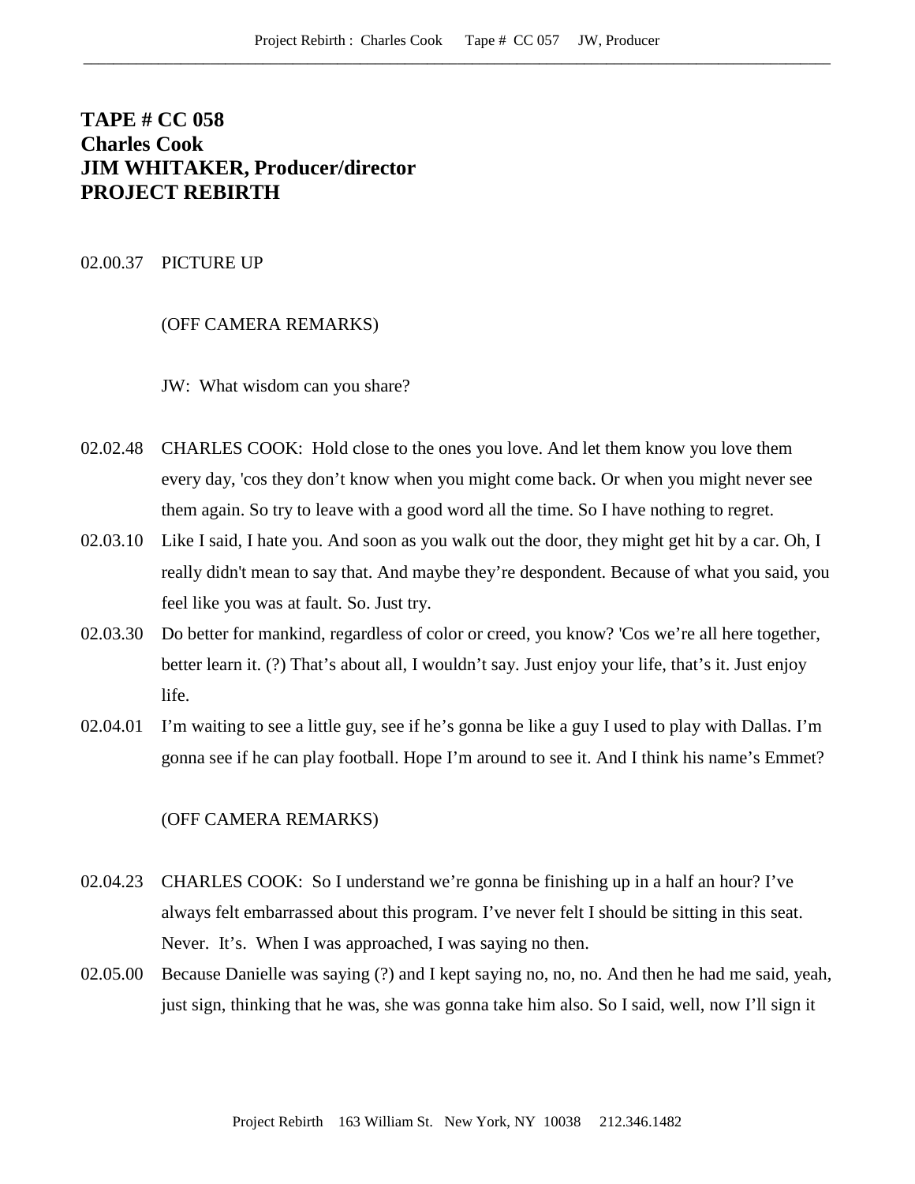**TAPE # CC 058**
**Charles Cook**
**JIM WHITAKER, Producer/director**
**PROJECT REBIRTH**

02.00.37 PICTURE UP

(OFF CAMERA REMARKS)

JW: What wisdom can you share?

02.02.48 CHARLES COOK: Hold close to the ones you love. And let them know you love them every day, 'cos they don't know when you might come back. Or when you might never see them again. So try to leave with a good word all the time. So I have nothing to regret.

02.03.10 Like I said, I hate you. And soon as you walk out the door, they might get hit by a car. Oh, I really didn't mean to say that. And maybe they're despondent. Because of what you said, you feel like you was at fault. So. Just try.

02.03.30 Do better for mankind, regardless of color or creed, you know? 'Cos we're all here together, better learn it. (?) That's about all, I wouldn't say. Just enjoy your life, that's it. Just enjoy life.

02.04.01 I'm waiting to see a little guy, see if he's gonna be like a guy I used to play with Dallas. I'm gonna see if he can play football. Hope I'm around to see it. And I think his name's Emmet?

(OFF CAMERA REMARKS)

02.04.23 CHARLES COOK: So I understand we're gonna be finishing up in a half an hour? I've always felt embarrassed about this program. I've never felt I should be sitting in this seat. Never. It's. When I was approached, I was saying no then.

02.05.00 Because Danielle was saying (?) and I kept saying no, no, no. And then he had me said, yeah, just sign, thinking that he was, she was gonna take him also. So I said, well, now I'll sign it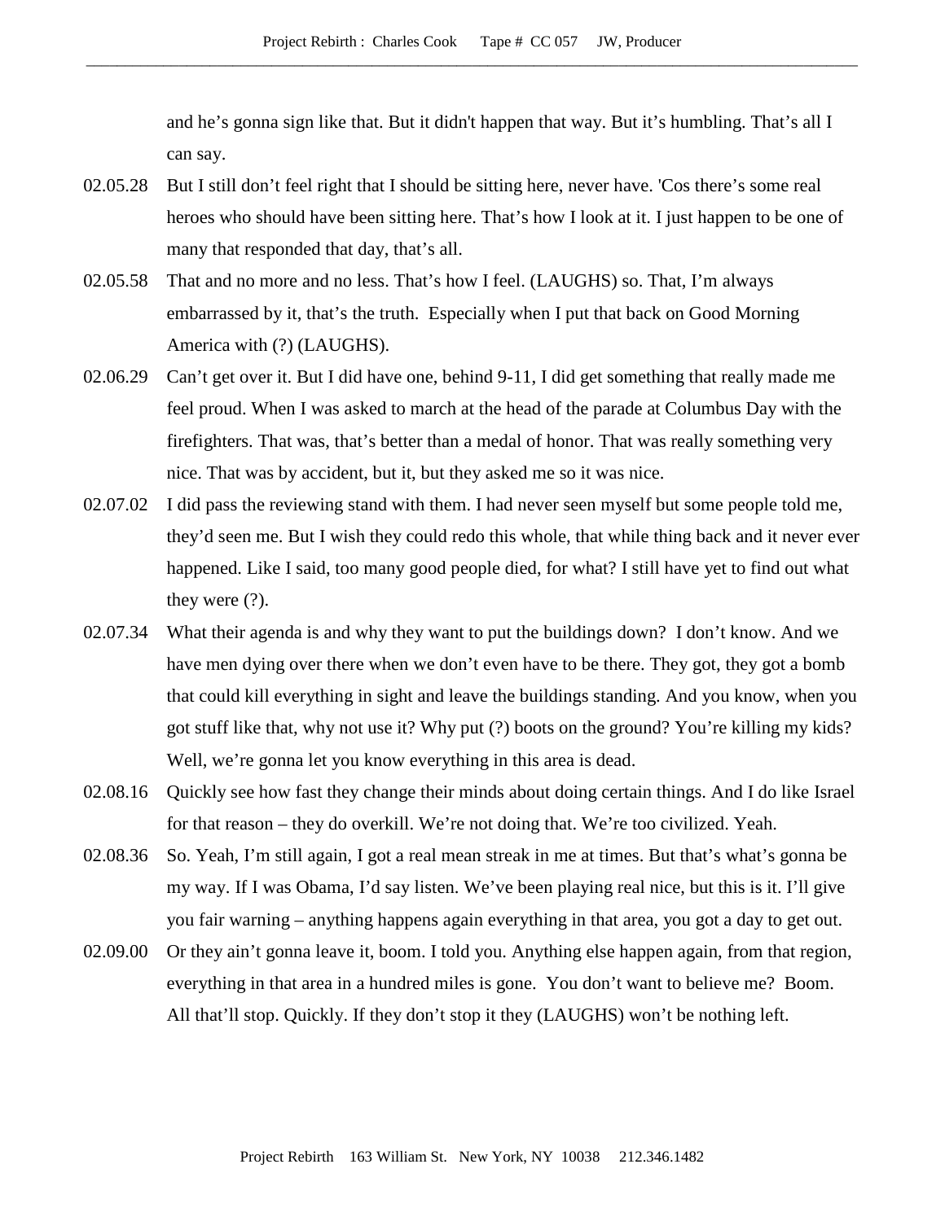and he's gonna sign like that. But it didn't happen that way. But it's humbling. That's all I can say.

02.05.28 But I still don't feel right that I should be sitting here, never have. 'Cos there's some real heroes who should have been sitting here. That's how I look at it. I just happen to be one of many that responded that day, that's all.

02.05.58 That and no more and no less. That's how I feel. (LAUGHS) so. That, I'm always embarrassed by it, that's the truth. Especially when I put that back on Good Morning America with (?) (LAUGHS).

02.06.29 Can't get over it. But I did have one, behind 9-11, I did get something that really made me feel proud. When I was asked to march at the head of the parade at Columbus Day with the firefighters. That was, that's better than a medal of honor. That was really something very nice. That was by accident, but it, but they asked me so it was nice.

02.07.02 I did pass the reviewing stand with them. I had never seen myself but some people told me, they'd seen me. But I wish they could redo this whole, that while thing back and it never ever happened. Like I said, too many good people died, for what? I still have yet to find out what they were (?).

02.07.34 What their agenda is and why they want to put the buildings down? I don't know. And we have men dying over there when we don't even have to be there. They got, they got a bomb that could kill everything in sight and leave the buildings standing. And you know, when you got stuff like that, why not use it? Why put (?) boots on the ground? You're killing my kids? Well, we're gonna let you know everything in this area is dead.

02.08.16 Quickly see how fast they change their minds about doing certain things. And I do like Israel for that reason – they do overkill. We're not doing that. We're too civilized. Yeah.

02.08.36 So. Yeah, I'm still again, I got a real mean streak in me at times. But that's what's gonna be my way. If I was Obama, I'd say listen. We've been playing real nice, but this is it. I'll give you fair warning – anything happens again everything in that area, you got a day to get out.

02.09.00 Or they ain't gonna leave it, boom. I told you. Anything else happen again, from that region, everything in that area in a hundred miles is gone. You don't want to believe me? Boom. All that'll stop. Quickly. If they don't stop it they (LAUGHS) won't be nothing left.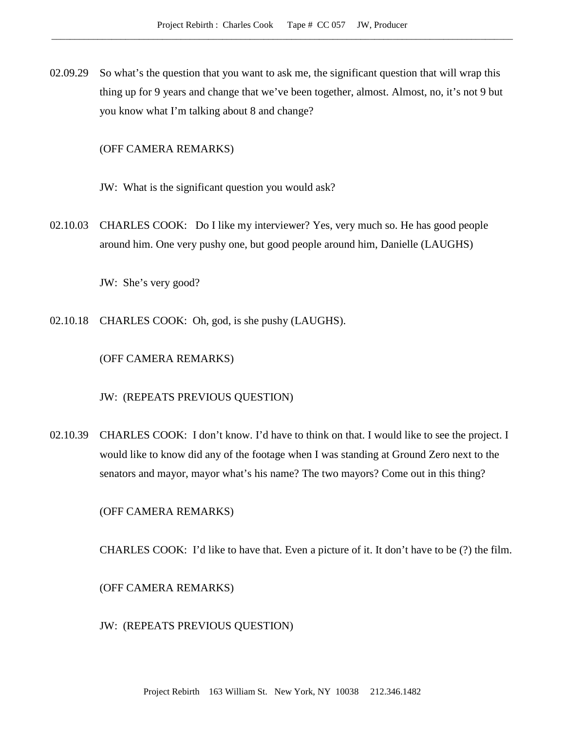02.09.29 So what's the question that you want to ask me, the significant question that will wrap this thing up for 9 years and change that we've been together, almost. Almost, no, it's not 9 but you know what I'm talking about 8 and change?

(OFF CAMERA REMARKS)

JW: What is the significant question you would ask?

02.10.03 CHARLES COOK: Do I like my interviewer? Yes, very much so. He has good people around him. One very pushy one, but good people around him, Danielle (LAUGHS)

JW: She's very good?

02.10.18 CHARLES COOK: Oh, god, is she pushy (LAUGHS).

(OFF CAMERA REMARKS)

JW: (REPEATS PREVIOUS QUESTION)

02.10.39 CHARLES COOK: I don't know. I'd have to think on that. I would like to see the project. I would like to know did any of the footage when I was standing at Ground Zero next to the senators and mayor, mayor what's his name? The two mayors? Come out in this thing?

(OFF CAMERA REMARKS)

CHARLES COOK: I'd like to have that. Even a picture of it. It don't have to be (?) the film.

(OFF CAMERA REMARKS)

JW: (REPEATS PREVIOUS QUESTION)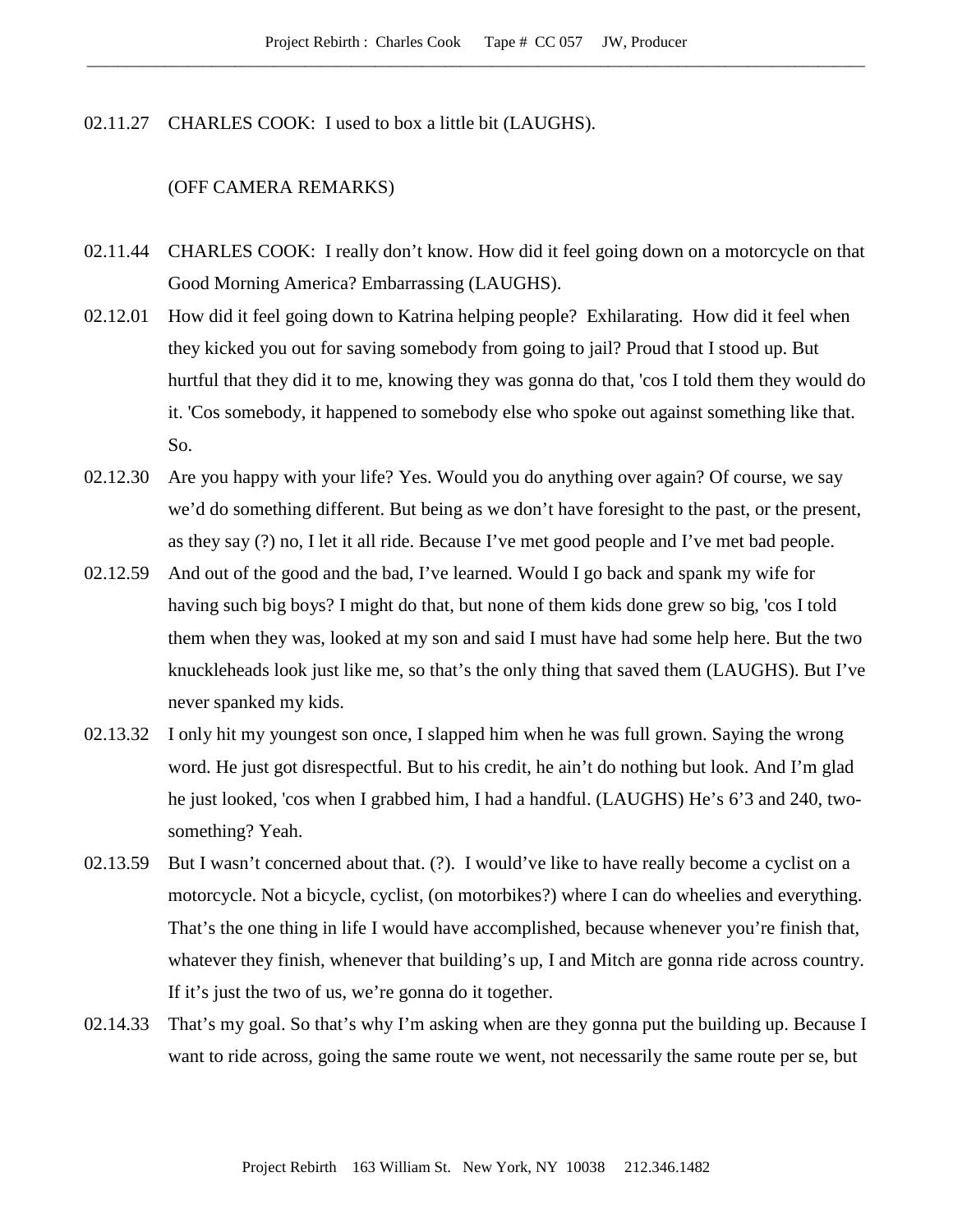02.11.27 CHARLES COOK: I used to box a little bit (LAUGHS).

(OFF CAMERA REMARKS)

02.11.44 CHARLES COOK: I really don't know. How did it feel going down on a motorcycle on that Good Morning America? Embarrassing (LAUGHS).

02.12.01 How did it feel going down to Katrina helping people? Exhilarating. How did it feel when they kicked you out for saving somebody from going to jail? Proud that I stood up. But hurtful that they did it to me, knowing they was gonna do that, 'cos I told them they would do it. 'Cos somebody, it happened to somebody else who spoke out against something like that. So.

02.12.30 Are you happy with your life? Yes. Would you do anything over again? Of course, we say we'd do something different. But being as we don't have foresight to the past, or the present, as they say (?) no, I let it all ride. Because I've met good people and I've met bad people.

02.12.59 And out of the good and the bad, I've learned. Would I go back and spank my wife for having such big boys? I might do that, but none of them kids done grew so big, 'cos I told them when they was, looked at my son and said I must have had some help here. But the two knuckleheads look just like me, so that's the only thing that saved them (LAUGHS). But I've never spanked my kids.

02.13.32 I only hit my youngest son once, I slapped him when he was full grown. Saying the wrong word. He just got disrespectful. But to his credit, he ain't do nothing but look. And I'm glad he just looked, 'cos when I grabbed him, I had a handful. (LAUGHS) He's 6'3 and 240, two-something? Yeah.

02.13.59 But I wasn't concerned about that. (?). I would've like to have really become a cyclist on a motorcycle. Not a bicycle, cyclist, (on motorbikes?) where I can do wheelies and everything. That's the one thing in life I would have accomplished, because whenever you're finish that, whatever they finish, whenever that building's up, I and Mitch are gonna ride across country. If it's just the two of us, we're gonna do it together.

02.14.33 That's my goal. So that's why I'm asking when are they gonna put the building up. Because I want to ride across, going the same route we went, not necessarily the same route per se, but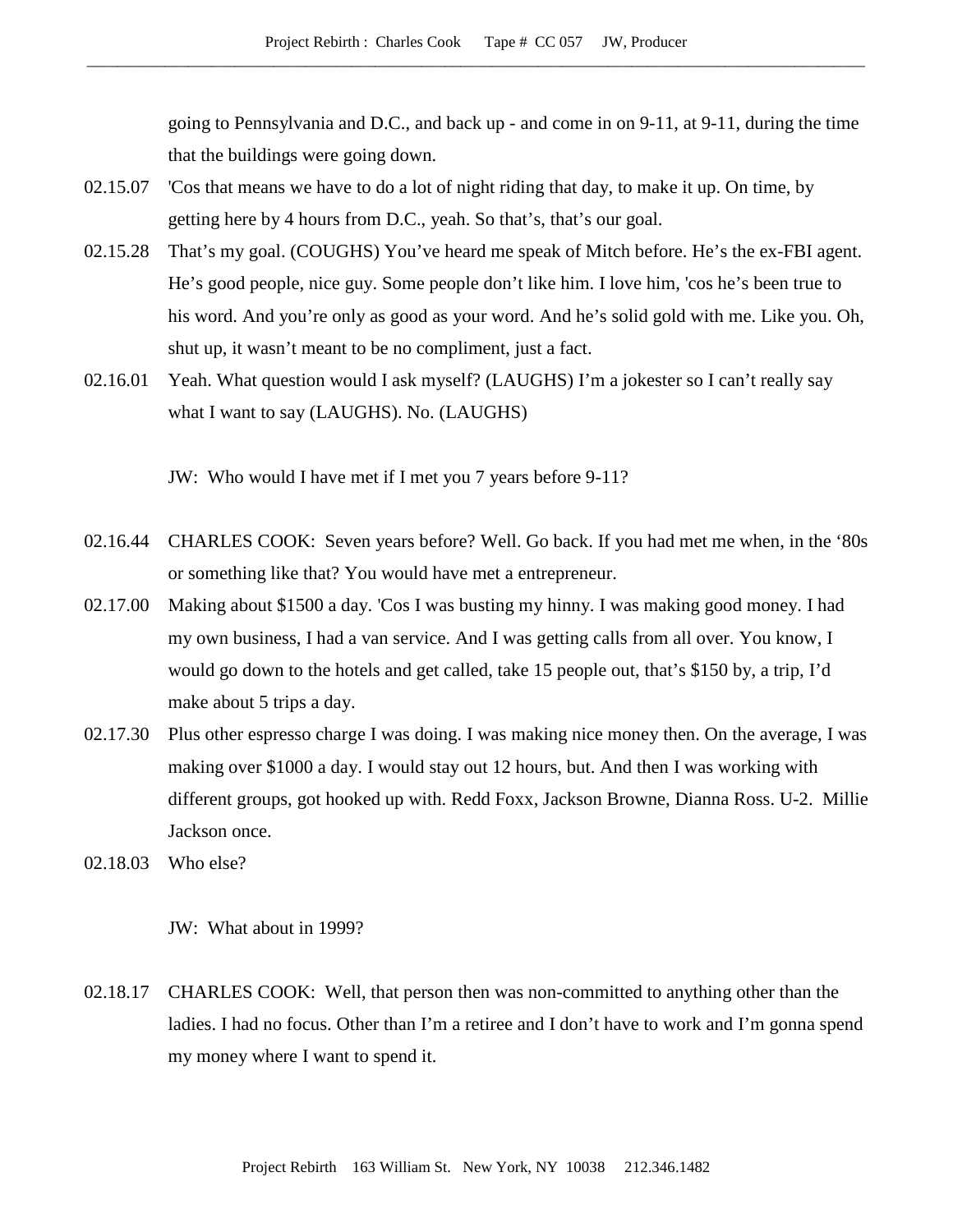going to Pennsylvania and D.C., and back up - and come in on 9-11, at 9-11, during the time that the buildings were going down.

02.15.07 'Cos that means we have to do a lot of night riding that day, to make it up. On time, by getting here by 4 hours from D.C., yeah. So that's, that's our goal.

02.15.28 That's my goal. (COUGHS) You've heard me speak of Mitch before. He's the ex-FBI agent. He's good people, nice guy. Some people don't like him. I love him, 'cos he's been true to his word. And you're only as good as your word. And he's solid gold with me. Like you. Oh, shut up, it wasn't meant to be no compliment, just a fact.

02.16.01 Yeah. What question would I ask myself? (LAUGHS) I'm a jokester so I can't really say what I want to say (LAUGHS). No. (LAUGHS)

JW: Who would I have met if I met you 7 years before 9-11?

02.16.44 CHARLES COOK: Seven years before? Well. Go back. If you had met me when, in the '80s or something like that? You would have met a entrepreneur.

02.17.00 Making about $1500 a day. 'Cos I was busting my hinny. I was making good money. I had my own business, I had a van service. And I was getting calls from all over. You know, I would go down to the hotels and get called, take 15 people out, that's $150 by, a trip, I'd make about 5 trips a day.

02.17.30 Plus other espresso charge I was doing. I was making nice money then. On the average, I was making over $1000 a day. I would stay out 12 hours, but. And then I was working with different groups, got hooked up with. Redd Foxx, Jackson Browne, Dianna Ross. U-2. Millie Jackson once.

02.18.03 Who else?

JW: What about in 1999?

02.18.17 CHARLES COOK: Well, that person then was non-committed to anything other than the ladies. I had no focus. Other than I'm a retiree and I don't have to work and I'm gonna spend my money where I want to spend it.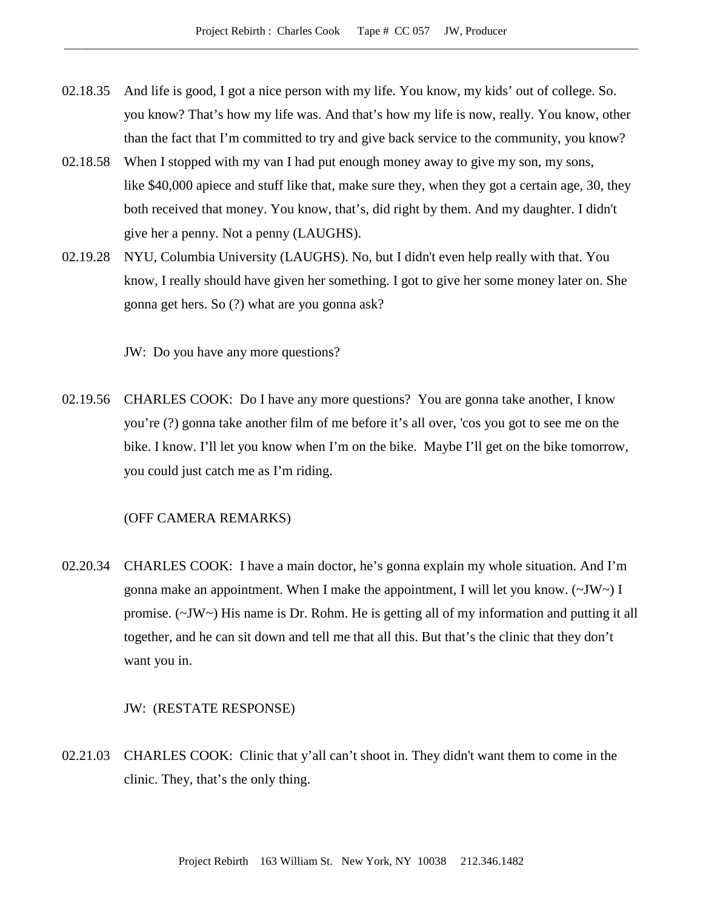02.18.35 And life is good, I got a nice person with my life. You know, my kids' out of college. So. you know? That's how my life was. And that's how my life is now, really. You know, other than the fact that I'm committed to try and give back service to the community, you know?

02.18.58 When I stopped with my van I had put enough money away to give my son, my sons, like $40,000 apiece and stuff like that, make sure they, when they got a certain age, 30, they both received that money. You know, that's, did right by them. And my daughter. I didn't give her a penny. Not a penny (LAUGHS).

02.19.28 NYU, Columbia University (LAUGHS). No, but I didn't even help really with that. You know, I really should have given her something. I got to give her some money later on. She gonna get hers. So (?) what are you gonna ask?

JW: Do you have any more questions?

02.19.56 CHARLES COOK: Do I have any more questions? You are gonna take another, I know you're (?) gonna take another film of me before it's all over, 'cos you got to see me on the bike. I know. I'll let you know when I'm on the bike. Maybe I'll get on the bike tomorrow, you could just catch me as I'm riding.

(OFF CAMERA REMARKS)

02.20.34 CHARLES COOK: I have a main doctor, he's gonna explain my whole situation. And I'm gonna make an appointment. When I make the appointment, I will let you know. (~JW~) I promise. (~JW~) His name is Dr. Rohm. He is getting all of my information and putting it all together, and he can sit down and tell me that all this. But that's the clinic that they don't want you in.

JW: (RESTATE RESPONSE)

02.21.03 CHARLES COOK: Clinic that y'all can't shoot in. They didn't want them to come in the clinic. They, that's the only thing.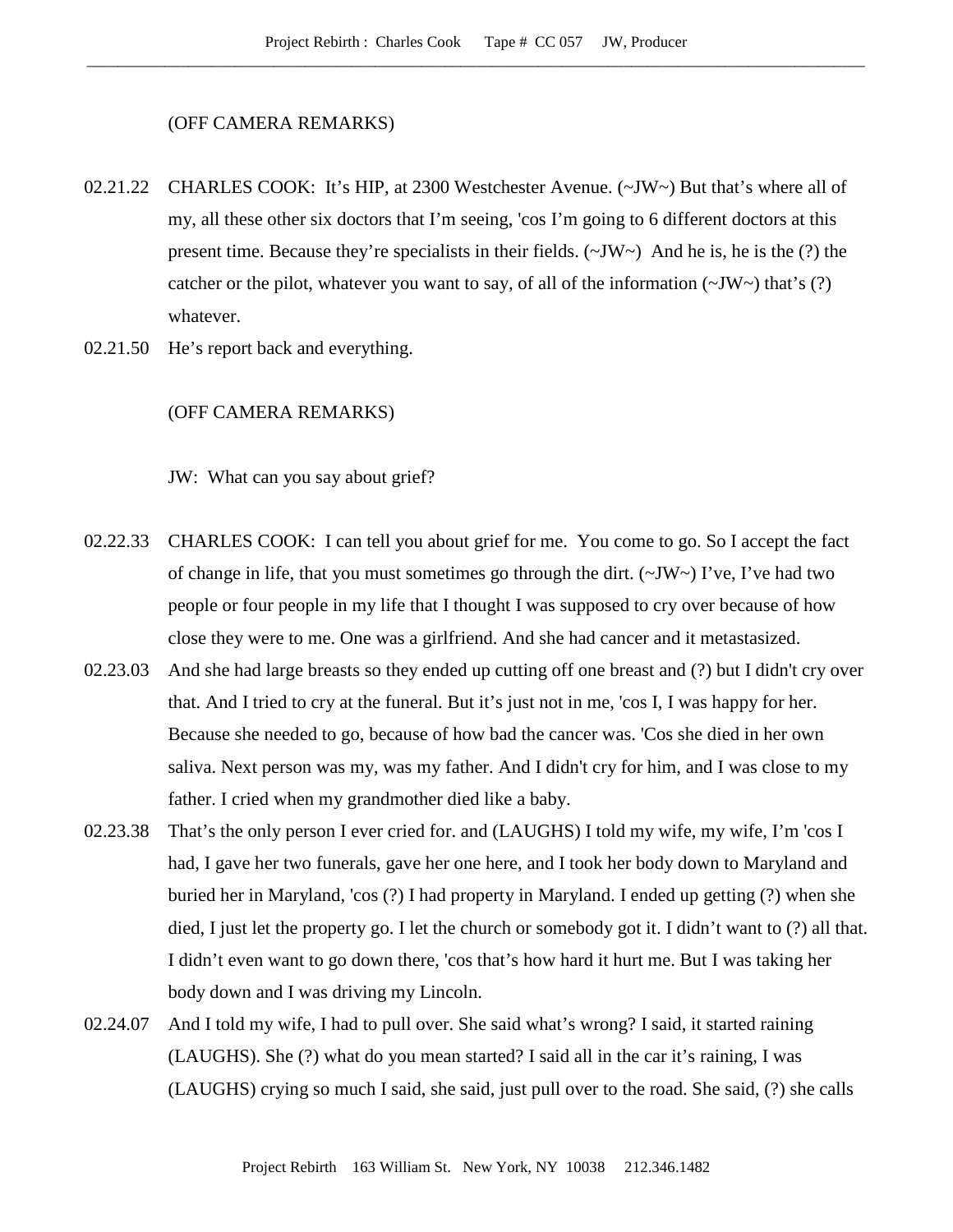(OFF CAMERA REMARKS)

02.21.22 CHARLES COOK: It's HIP, at 2300 Westchester Avenue. (~JW~) But that's where all of my, all these other six doctors that I'm seeing, 'cos I'm going to 6 different doctors at this present time. Because they're specialists in their fields. (~JW~) And he is, he is the (?) the catcher or the pilot, whatever you want to say, of all of the information (~JW~) that's (?) whatever.

02.21.50 He's report back and everything.

(OFF CAMERA REMARKS)

JW: What can you say about grief?

02.22.33 CHARLES COOK: I can tell you about grief for me. You come to go. So I accept the fact of change in life, that you must sometimes go through the dirt. (~JW~) I've, I've had two people or four people in my life that I thought I was supposed to cry over because of how close they were to me. One was a girlfriend. And she had cancer and it metastasized.

02.23.03 And she had large breasts so they ended up cutting off one breast and (?) but I didn't cry over that. And I tried to cry at the funeral. But it's just not in me, 'cos I, I was happy for her. Because she needed to go, because of how bad the cancer was. 'Cos she died in her own saliva. Next person was my, was my father. And I didn't cry for him, and I was close to my father. I cried when my grandmother died like a baby.

02.23.38 That's the only person I ever cried for. and (LAUGHS) I told my wife, my wife, I'm 'cos I had, I gave her two funerals, gave her one here, and I took her body down to Maryland and buried her in Maryland, 'cos (?) I had property in Maryland. I ended up getting (?) when she died, I just let the property go. I let the church or somebody got it. I didn't want to (?) all that. I didn't even want to go down there, 'cos that's how hard it hurt me. But I was taking her body down and I was driving my Lincoln.

02.24.07 And I told my wife, I had to pull over. She said what's wrong? I said, it started raining (LAUGHS). She (?) what do you mean started? I said all in the car it's raining, I was (LAUGHS) crying so much I said, she said, just pull over to the road. She said, (?) she calls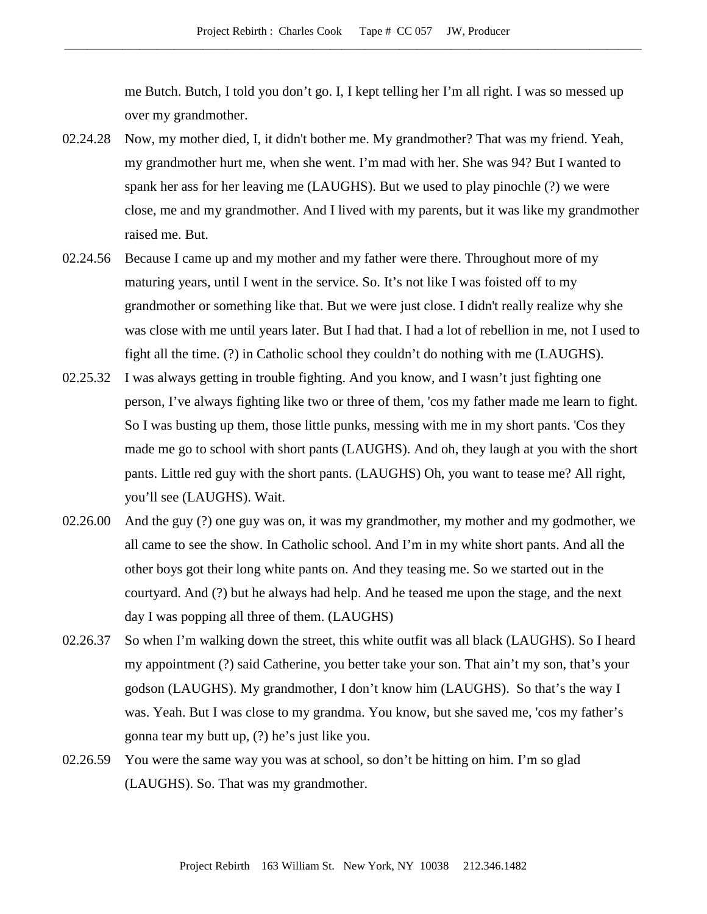me Butch. Butch, I told you don't go. I, I kept telling her I'm all right. I was so messed up over my grandmother.

02.24.28 Now, my mother died, I, it didn't bother me. My grandmother? That was my friend. Yeah, my grandmother hurt me, when she went. I'm mad with her. She was 94? But I wanted to spank her ass for her leaving me (LAUGHS). But we used to play pinochle (?) we were close, me and my grandmother. And I lived with my parents, but it was like my grandmother raised me. But.

02.24.56 Because I came up and my mother and my father were there. Throughout more of my maturing years, until I went in the service. So. It's not like I was foisted off to my grandmother or something like that. But we were just close. I didn't really realize why she was close with me until years later. But I had that. I had a lot of rebellion in me, not I used to fight all the time. (?) in Catholic school they couldn't do nothing with me (LAUGHS).

02.25.32 I was always getting in trouble fighting. And you know, and I wasn't just fighting one person, I've always fighting like two or three of them, 'cos my father made me learn to fight. So I was busting up them, those little punks, messing with me in my short pants. 'Cos they made me go to school with short pants (LAUGHS). And oh, they laugh at you with the short pants. Little red guy with the short pants. (LAUGHS) Oh, you want to tease me? All right, you'll see (LAUGHS). Wait.

02.26.00 And the guy (?) one guy was on, it was my grandmother, my mother and my godmother, we all came to see the show. In Catholic school. And I'm in my white short pants. And all the other boys got their long white pants on. And they teasing me. So we started out in the courtyard. And (?) but he always had help. And he teased me upon the stage, and the next day I was popping all three of them. (LAUGHS)

02.26.37 So when I'm walking down the street, this white outfit was all black (LAUGHS). So I heard my appointment (?) said Catherine, you better take your son. That ain't my son, that's your godson (LAUGHS). My grandmother, I don't know him (LAUGHS). So that's the way I was. Yeah. But I was close to my grandma. You know, but she saved me, 'cos my father's gonna tear my butt up, (?) he's just like you.

02.26.59 You were the same way you was at school, so don't be hitting on him. I'm so glad (LAUGHS). So. That was my grandmother.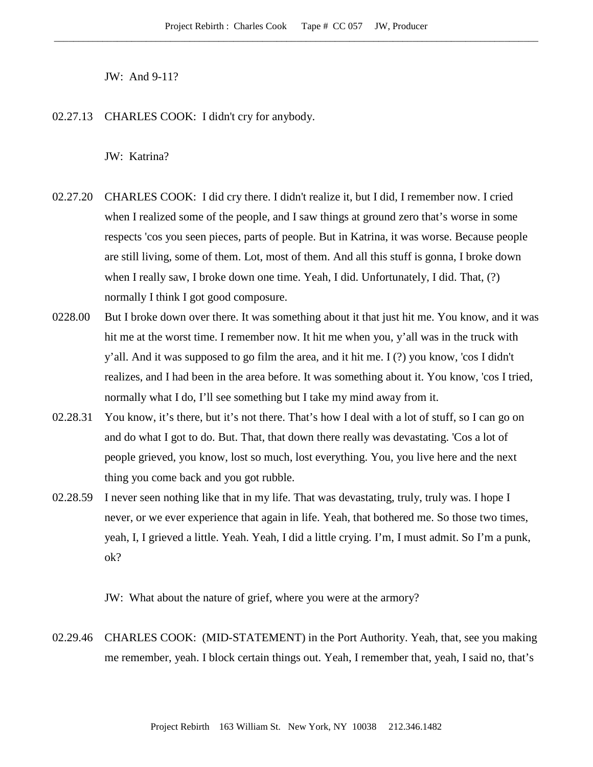JW: And 9-11?

02.27.13 CHARLES COOK: I didn't cry for anybody.

JW: Katrina?

02.27.20 CHARLES COOK: I did cry there. I didn't realize it, but I did, I remember now. I cried when I realized some of the people, and I saw things at ground zero that's worse in some respects 'cos you seen pieces, parts of people. But in Katrina, it was worse. Because people are still living, some of them. Lot, most of them. And all this stuff is gonna, I broke down when I really saw, I broke down one time. Yeah, I did. Unfortunately, I did. That, (?) normally I think I got good composure.

0228.00 But I broke down over there. It was something about it that just hit me. You know, and it was hit me at the worst time. I remember now. It hit me when you, y'all was in the truck with y'all. And it was supposed to go film the area, and it hit me. I (?) you know, 'cos I didn't realizes, and I had been in the area before. It was something about it. You know, 'cos I tried, normally what I do, I'll see something but I take my mind away from it.

02.28.31 You know, it's there, but it's not there. That's how I deal with a lot of stuff, so I can go on and do what I got to do. But. That, that down there really was devastating. 'Cos a lot of people grieved, you know, lost so much, lost everything. You, you live here and the next thing you come back and you got rubble.

02.28.59 I never seen nothing like that in my life. That was devastating, truly, truly was. I hope I never, or we ever experience that again in life. Yeah, that bothered me. So those two times, yeah, I, I grieved a little. Yeah. Yeah, I did a little crying. I'm, I must admit. So I'm a punk, ok?

JW: What about the nature of grief, where you were at the armory?

02.29.46 CHARLES COOK: (MID-STATEMENT) in the Port Authority. Yeah, that, see you making me remember, yeah. I block certain things out. Yeah, I remember that, yeah, I said no, that's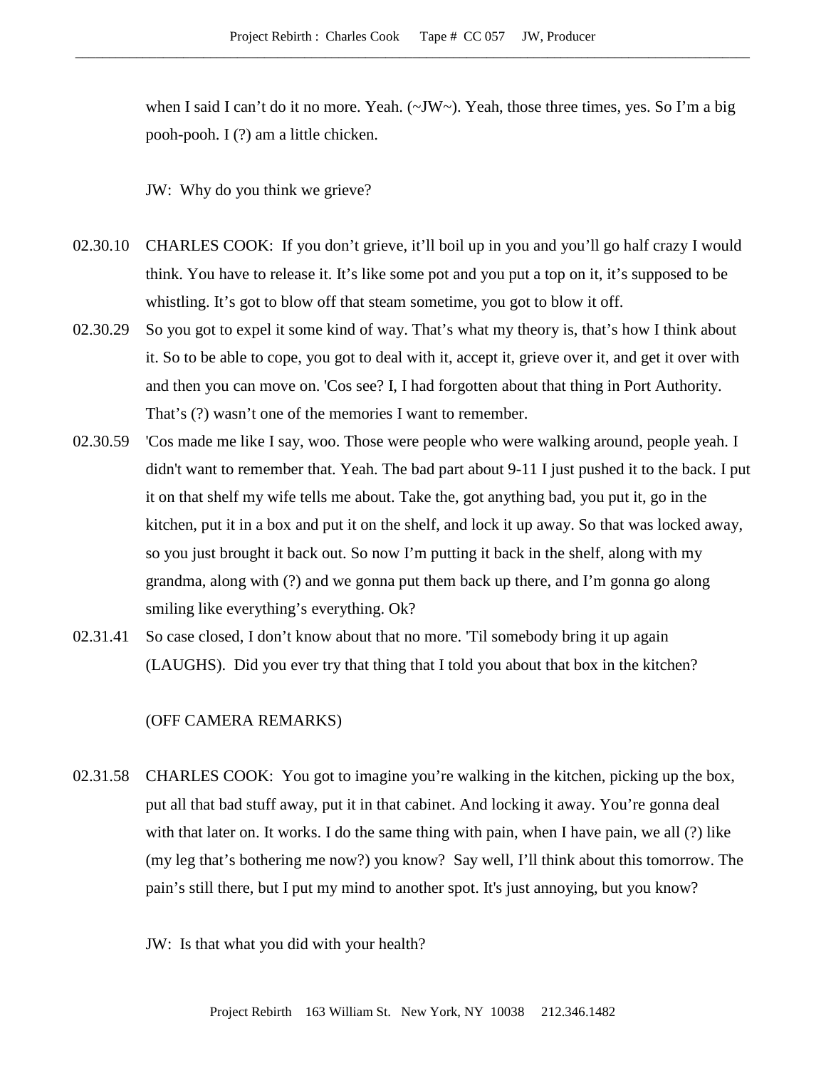when I said I can't do it no more. Yeah. (~JW~). Yeah, those three times, yes. So I'm a big pooh-pooh. I (?) am a little chicken.

JW: Why do you think we grieve?

02.30.10 CHARLES COOK: If you don't grieve, it'll boil up in you and you'll go half crazy I would think. You have to release it. It's like some pot and you put a top on it, it's supposed to be whistling. It's got to blow off that steam sometime, you got to blow it off.

02.30.29 So you got to expel it some kind of way. That's what my theory is, that's how I think about it. So to be able to cope, you got to deal with it, accept it, grieve over it, and get it over with and then you can move on. 'Cos see? I, I had forgotten about that thing in Port Authority. That's (?) wasn't one of the memories I want to remember.

02.30.59 'Cos made me like I say, woo. Those were people who were walking around, people yeah. I didn't want to remember that. Yeah. The bad part about 9-11 I just pushed it to the back. I put it on that shelf my wife tells me about. Take the, got anything bad, you put it, go in the kitchen, put it in a box and put it on the shelf, and lock it up away. So that was locked away, so you just brought it back out. So now I'm putting it back in the shelf, along with my grandma, along with (?) and we gonna put them back up there, and I'm gonna go along smiling like everything's everything. Ok?

02.31.41 So case closed, I don't know about that no more. 'Til somebody bring it up again (LAUGHS). Did you ever try that thing that I told you about that box in the kitchen?

(OFF CAMERA REMARKS)

02.31.58 CHARLES COOK: You got to imagine you're walking in the kitchen, picking up the box, put all that bad stuff away, put it in that cabinet. And locking it away. You're gonna deal with that later on. It works. I do the same thing with pain, when I have pain, we all (?) like (my leg that's bothering me now?) you know? Say well, I'll think about this tomorrow. The pain's still there, but I put my mind to another spot. It's just annoying, but you know?

JW: Is that what you did with your health?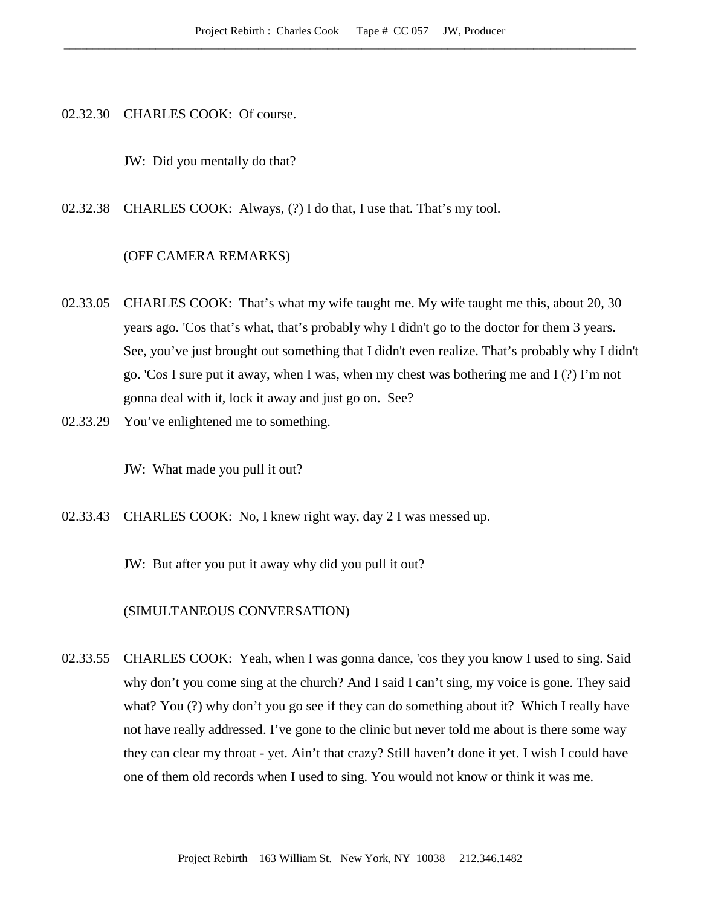02.32.30 CHARLES COOK: Of course.

JW: Did you mentally do that?

02.32.38 CHARLES COOK: Always, (?) I do that, I use that. That's my tool.

(OFF CAMERA REMARKS)

02.33.05 CHARLES COOK: That's what my wife taught me. My wife taught me this, about 20, 30 years ago. 'Cos that's what, that's probably why I didn't go to the doctor for them 3 years. See, you've just brought out something that I didn't even realize. That's probably why I didn't go. 'Cos I sure put it away, when I was, when my chest was bothering me and I (?) I'm not gonna deal with it, lock it away and just go on. See?

02.33.29 You've enlightened me to something.

JW: What made you pull it out?

02.33.43 CHARLES COOK: No, I knew right way, day 2 I was messed up.

JW: But after you put it away why did you pull it out?

(SIMULTANEOUS CONVERSATION)

02.33.55 CHARLES COOK: Yeah, when I was gonna dance, 'cos they you know I used to sing. Said why don't you come sing at the church? And I said I can't sing, my voice is gone. They said what? You (?) why don't you go see if they can do something about it? Which I really have not have really addressed. I've gone to the clinic but never told me about is there some way they can clear my throat - yet. Ain't that crazy? Still haven't done it yet. I wish I could have one of them old records when I used to sing. You would not know or think it was me.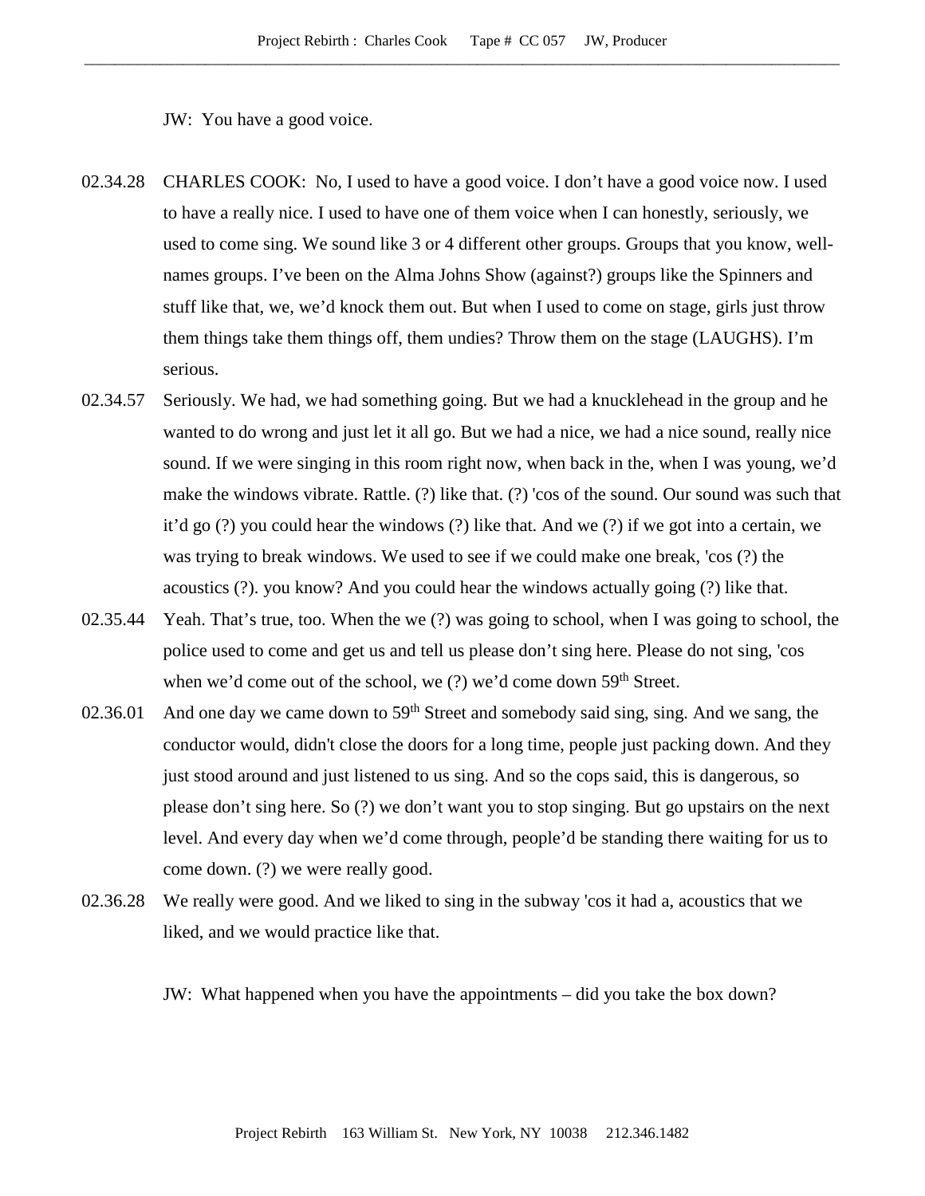JW: You have a good voice.

02.34.28 CHARLES COOK: No, I used to have a good voice. I don't have a good voice now. I used to have a really nice. I used to have one of them voice when I can honestly, seriously, we used to come sing. We sound like 3 or 4 different other groups. Groups that you know, well-names groups. I've been on the Alma Johns Show (against?) groups like the Spinners and stuff like that, we, we'd knock them out. But when I used to come on stage, girls just throw them things take them things off, them undies? Throw them on the stage (LAUGHS). I'm serious.

02.34.57 Seriously. We had, we had something going. But we had a knucklehead in the group and he wanted to do wrong and just let it all go. But we had a nice, we had a nice sound, really nice sound. If we were singing in this room right now, when back in the, when I was young, we'd make the windows vibrate. Rattle. (?) like that. (?) 'cos of the sound. Our sound was such that it'd go (?) you could hear the windows (?) like that. And we (?) if we got into a certain, we was trying to break windows. We used to see if we could make one break, 'cos (?) the acoustics (?). you know? And you could hear the windows actually going (?) like that.

02.35.44 Yeah. That's true, too. When the we (?) was going to school, when I was going to school, the police used to come and get us and tell us please don't sing here. Please do not sing, 'cos when we'd come out of the school, we (?) we'd come down 59th Street.

02.36.01 And one day we came down to 59th Street and somebody said sing, sing. And we sang, the conductor would, didn't close the doors for a long time, people just packing down. And they just stood around and just listened to us sing. And so the cops said, this is dangerous, so please don't sing here. So (?) we don't want you to stop singing. But go upstairs on the next level. And every day when we'd come through, people'd be standing there waiting for us to come down. (?) we were really good.

02.36.28 We really were good. And we liked to sing in the subway 'cos it had a, acoustics that we liked, and we would practice like that.

JW: What happened when you have the appointments – did you take the box down?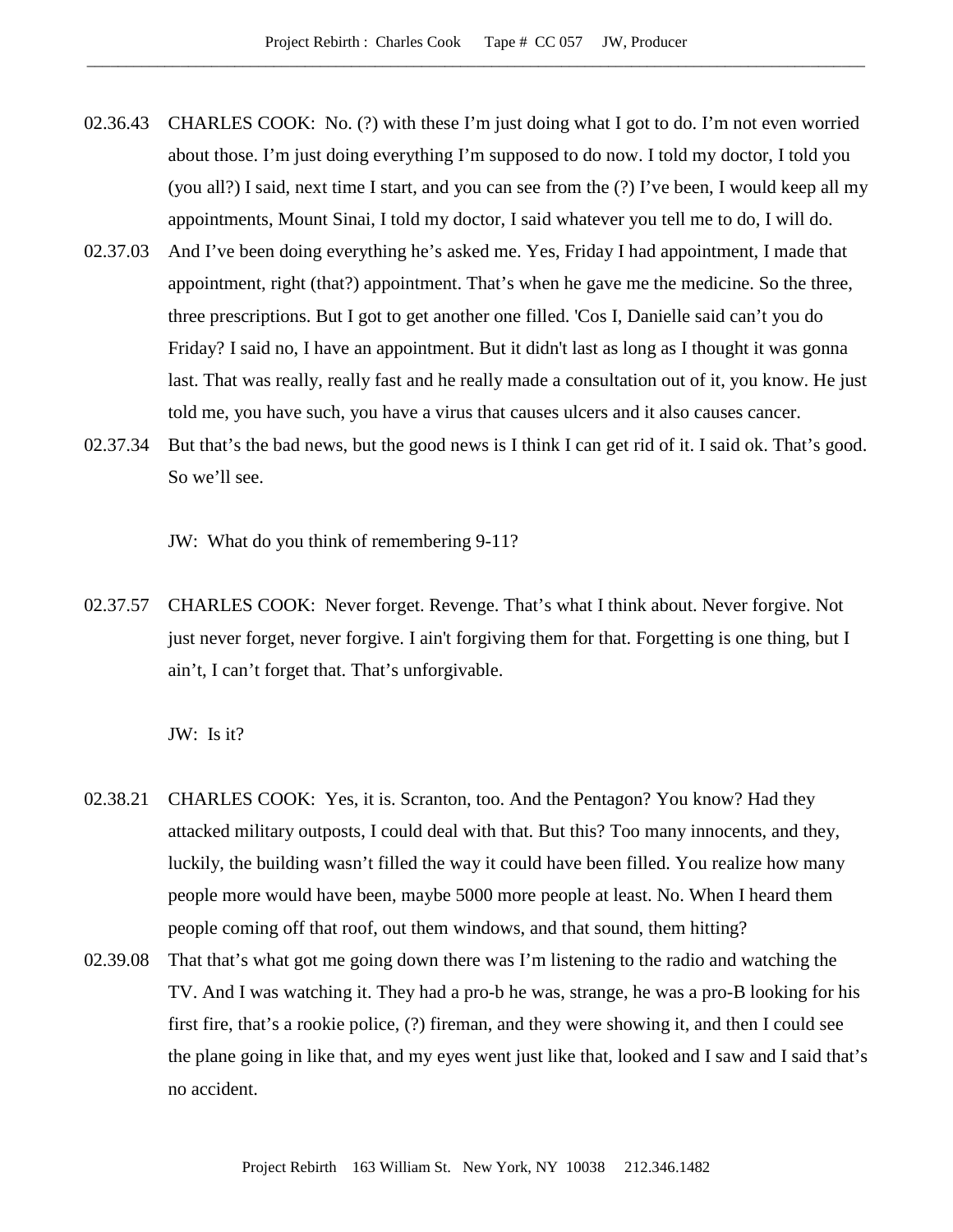02.36.43 CHARLES COOK: No. (?) with these I'm just doing what I got to do. I'm not even worried about those. I'm just doing everything I'm supposed to do now. I told my doctor, I told you (you all?) I said, next time I start, and you can see from the (?) I've been, I would keep all my appointments, Mount Sinai, I told my doctor, I said whatever you tell me to do, I will do.

02.37.03 And I've been doing everything he's asked me. Yes, Friday I had appointment, I made that appointment, right (that?) appointment. That's when he gave me the medicine. So the three, three prescriptions. But I got to get another one filled. 'Cos I, Danielle said can't you do Friday? I said no, I have an appointment. But it didn't last as long as I thought it was gonna last. That was really, really fast and he really made a consultation out of it, you know. He just told me, you have such, you have a virus that causes ulcers and it also causes cancer.

02.37.34 But that's the bad news, but the good news is I think I can get rid of it. I said ok. That's good. So we'll see.

JW: What do you think of remembering 9-11?

02.37.57 CHARLES COOK: Never forget. Revenge. That's what I think about. Never forgive. Not just never forget, never forgive. I ain't forgiving them for that. Forgetting is one thing, but I ain't, I can't forget that. That's unforgivable.

JW: Is it?

02.38.21 CHARLES COOK: Yes, it is. Scranton, too. And the Pentagon? You know? Had they attacked military outposts, I could deal with that. But this? Too many innocents, and they, luckily, the building wasn't filled the way it could have been filled. You realize how many people more would have been, maybe 5000 more people at least. No. When I heard them people coming off that roof, out them windows, and that sound, them hitting?

02.39.08 That that's what got me going down there was I'm listening to the radio and watching the TV. And I was watching it. They had a pro-b he was, strange, he was a pro-B looking for his first fire, that's a rookie police, (?) fireman, and they were showing it, and then I could see the plane going in like that, and my eyes went just like that, looked and I saw and I said that's no accident.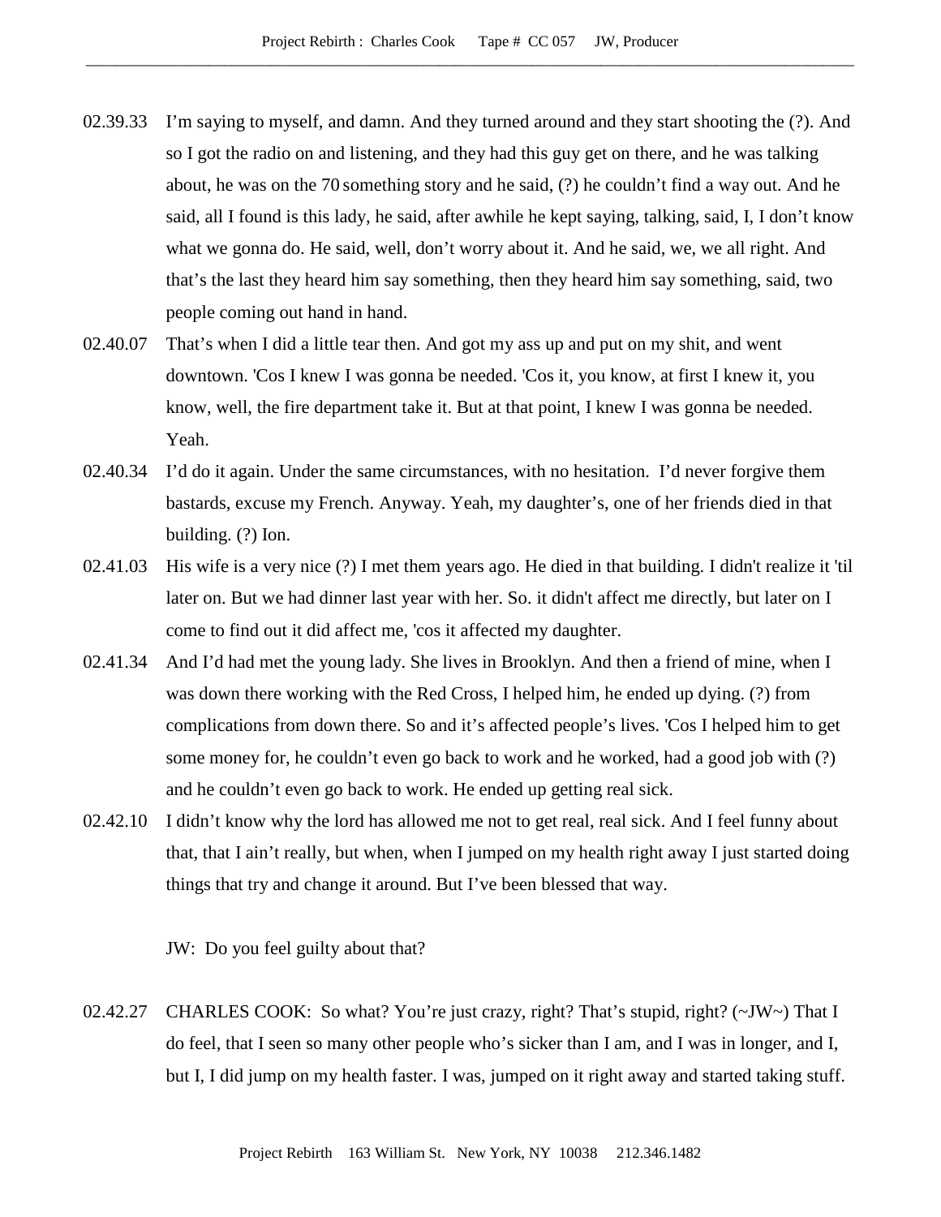02.39.33 I'm saying to myself, and damn. And they turned around and they start shooting the (?). And so I got the radio on and listening, and they had this guy get on there, and he was talking about, he was on the 70 something story and he said, (?) he couldn't find a way out. And he said, all I found is this lady, he said, after awhile he kept saying, talking, said, I, I don't know what we gonna do. He said, well, don't worry about it. And he said, we, we all right. And that's the last they heard him say something, then they heard him say something, said, two people coming out hand in hand.

02.40.07 That's when I did a little tear then. And got my ass up and put on my shit, and went downtown. 'Cos I knew I was gonna be needed. 'Cos it, you know, at first I knew it, you know, well, the fire department take it. But at that point, I knew I was gonna be needed. Yeah.

02.40.34 I'd do it again. Under the same circumstances, with no hesitation. I'd never forgive them bastards, excuse my French. Anyway. Yeah, my daughter's, one of her friends died in that building. (?) Ion.

02.41.03 His wife is a very nice (?) I met them years ago. He died in that building. I didn't realize it 'til later on. But we had dinner last year with her. So. it didn't affect me directly, but later on I come to find out it did affect me, 'cos it affected my daughter.

02.41.34 And I'd had met the young lady. She lives in Brooklyn. And then a friend of mine, when I was down there working with the Red Cross, I helped him, he ended up dying. (?) from complications from down there. So and it's affected people's lives. 'Cos I helped him to get some money for, he couldn't even go back to work and he worked, had a good job with (?) and he couldn't even go back to work. He ended up getting real sick.

02.42.10 I didn't know why the lord has allowed me not to get real, real sick. And I feel funny about that, that I ain't really, but when, when I jumped on my health right away I just started doing things that try and change it around. But I've been blessed that way.

JW: Do you feel guilty about that?

02.42.27 CHARLES COOK: So what? You're just crazy, right? That's stupid, right? (~JW~) That I do feel, that I seen so many other people who's sicker than I am, and I was in longer, and I, but I, I did jump on my health faster. I was, jumped on it right away and started taking stuff.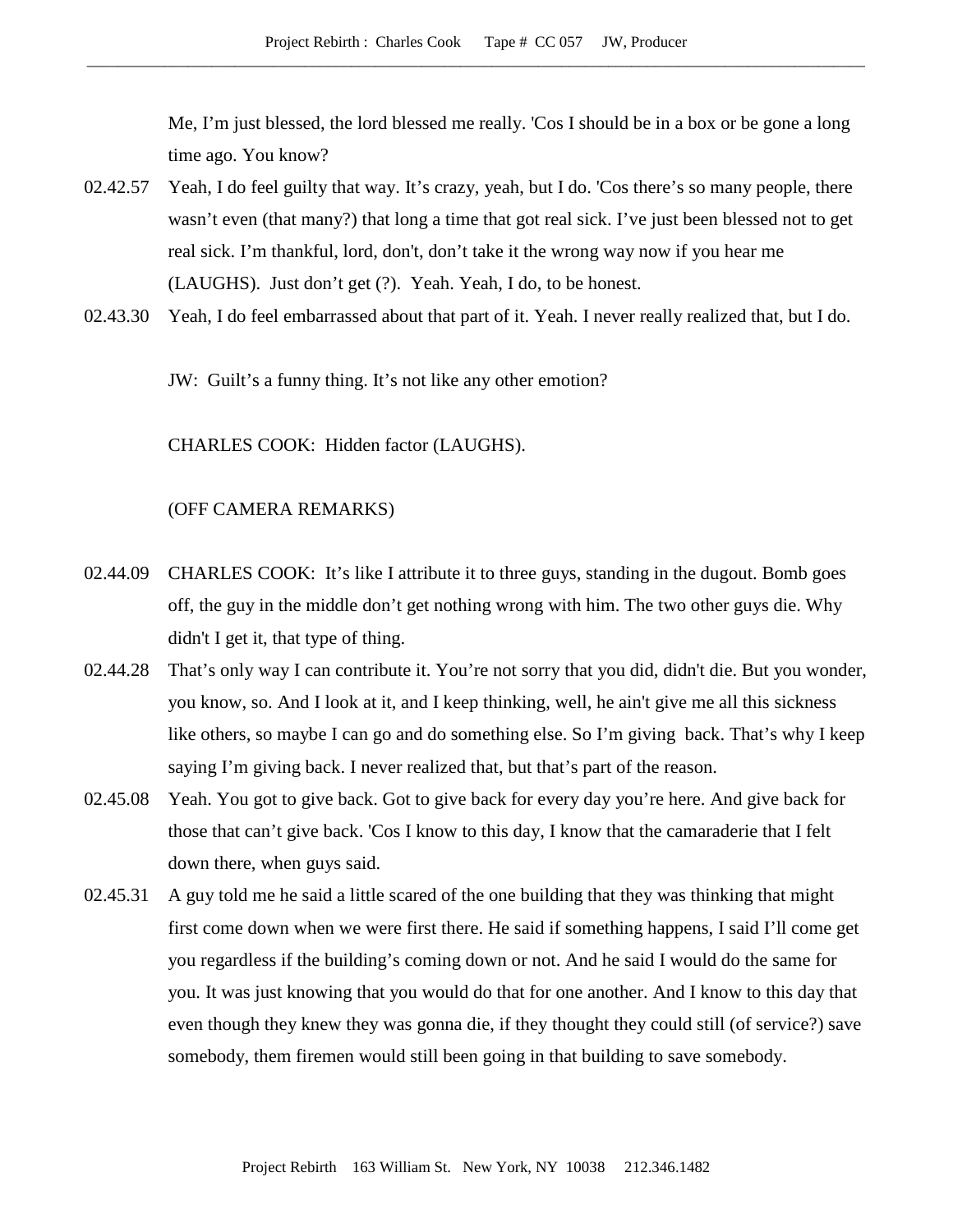Me, I'm just blessed, the lord blessed me really. 'Cos I should be in a box or be gone a long time ago. You know?

02.42.57 Yeah, I do feel guilty that way. It's crazy, yeah, but I do. 'Cos there's so many people, there wasn't even (that many?) that long a time that got real sick. I've just been blessed not to get real sick. I'm thankful, lord, don't, don't take it the wrong way now if you hear me (LAUGHS). Just don't get (?). Yeah. Yeah, I do, to be honest.

02.43.30 Yeah, I do feel embarrassed about that part of it. Yeah. I never really realized that, but I do.

JW: Guilt's a funny thing. It's not like any other emotion?

CHARLES COOK: Hidden factor (LAUGHS).

(OFF CAMERA REMARKS)

02.44.09 CHARLES COOK: It's like I attribute it to three guys, standing in the dugout. Bomb goes off, the guy in the middle don't get nothing wrong with him. The two other guys die. Why didn't I get it, that type of thing.

02.44.28 That's only way I can contribute it. You're not sorry that you did, didn't die. But you wonder, you know, so. And I look at it, and I keep thinking, well, he ain't give me all this sickness like others, so maybe I can go and do something else. So I'm giving back. That's why I keep saying I'm giving back. I never realized that, but that's part of the reason.

02.45.08 Yeah. You got to give back. Got to give back for every day you're here. And give back for those that can't give back. 'Cos I know to this day, I know that the camaraderie that I felt down there, when guys said.

02.45.31 A guy told me he said a little scared of the one building that they was thinking that might first come down when we were first there. He said if something happens, I said I'll come get you regardless if the building's coming down or not. And he said I would do the same for you. It was just knowing that you would do that for one another. And I know to this day that even though they knew they was gonna die, if they thought they could still (of service?) save somebody, them firemen would still been going in that building to save somebody.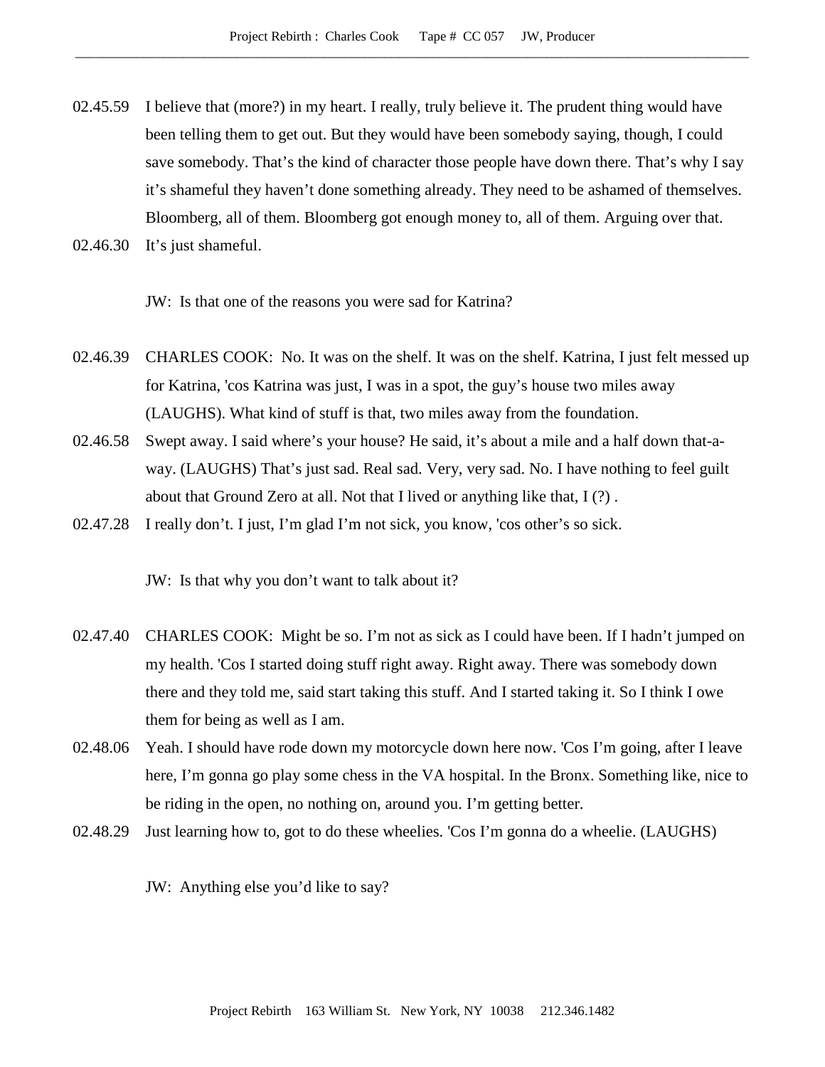02.45.59 I believe that (more?) in my heart. I really, truly believe it. The prudent thing would have been telling them to get out. But they would have been somebody saying, though, I could save somebody. That's the kind of character those people have down there. That's why I say it's shameful they haven't done something already. They need to be ashamed of themselves. Bloomberg, all of them. Bloomberg got enough money to, all of them. Arguing over that.

02.46.30 It's just shameful.

JW: Is that one of the reasons you were sad for Katrina?

02.46.39 CHARLES COOK: No. It was on the shelf. It was on the shelf. Katrina, I just felt messed up for Katrina, 'cos Katrina was just, I was in a spot, the guy's house two miles away (LAUGHS). What kind of stuff is that, two miles away from the foundation.

02.46.58 Swept away. I said where's your house? He said, it's about a mile and a half down that-a-way. (LAUGHS) That's just sad. Real sad. Very, very sad. No. I have nothing to feel guilt about that Ground Zero at all. Not that I lived or anything like that, I (?) .

02.47.28 I really don't. I just, I'm glad I'm not sick, you know, 'cos other's so sick.

JW: Is that why you don't want to talk about it?

02.47.40 CHARLES COOK: Might be so. I'm not as sick as I could have been. If I hadn't jumped on my health. 'Cos I started doing stuff right away. Right away. There was somebody down there and they told me, said start taking this stuff. And I started taking it. So I think I owe them for being as well as I am.

02.48.06 Yeah. I should have rode down my motorcycle down here now. 'Cos I'm going, after I leave here, I'm gonna go play some chess in the VA hospital. In the Bronx. Something like, nice to be riding in the open, no nothing on, around you. I'm getting better.

02.48.29 Just learning how to, got to do these wheelies. 'Cos I'm gonna do a wheelie. (LAUGHS)

JW: Anything else you'd like to say?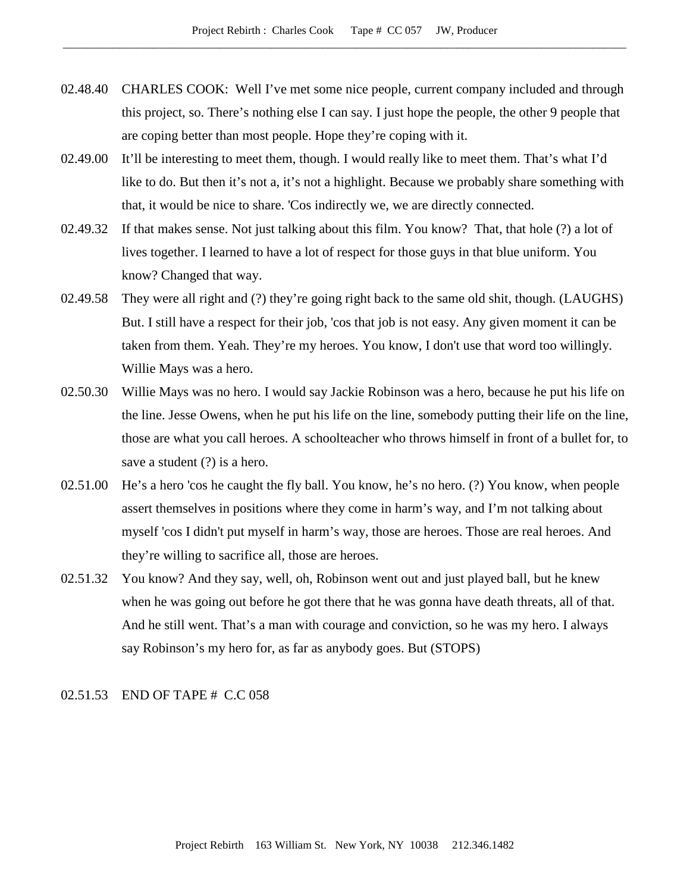02.48.40 CHARLES COOK: Well I've met some nice people, current company included and through this project, so. There's nothing else I can say. I just hope the people, the other 9 people that are coping better than most people. Hope they're coping with it.

02.49.00 It'll be interesting to meet them, though. I would really like to meet them. That's what I'd like to do. But then it's not a, it's not a highlight. Because we probably share something with that, it would be nice to share. 'Cos indirectly we, we are directly connected.

02.49.32 If that makes sense. Not just talking about this film. You know? That, that hole (?) a lot of lives together. I learned to have a lot of respect for those guys in that blue uniform. You know? Changed that way.

02.49.58 They were all right and (?) they're going right back to the same old shit, though. (LAUGHS) But. I still have a respect for their job, 'cos that job is not easy. Any given moment it can be taken from them. Yeah. They're my heroes. You know, I don't use that word too willingly. Willie Mays was a hero.

02.50.30 Willie Mays was no hero. I would say Jackie Robinson was a hero, because he put his life on the line. Jesse Owens, when he put his life on the line, somebody putting their life on the line, those are what you call heroes. A schoolteacher who throws himself in front of a bullet for, to save a student (?) is a hero.

02.51.00 He's a hero 'cos he caught the fly ball. You know, he's no hero. (?) You know, when people assert themselves in positions where they come in harm's way, and I'm not talking about myself 'cos I didn't put myself in harm's way, those are heroes. Those are real heroes. And they're willing to sacrifice all, those are heroes.

02.51.32 You know? And they say, well, oh, Robinson went out and just played ball, but he knew when he was going out before he got there that he was gonna have death threats, all of that. And he still went. That's a man with courage and conviction, so he was my hero. I always say Robinson's my hero for, as far as anybody goes. But (STOPS)

02.51.53 END OF TAPE # C.C 058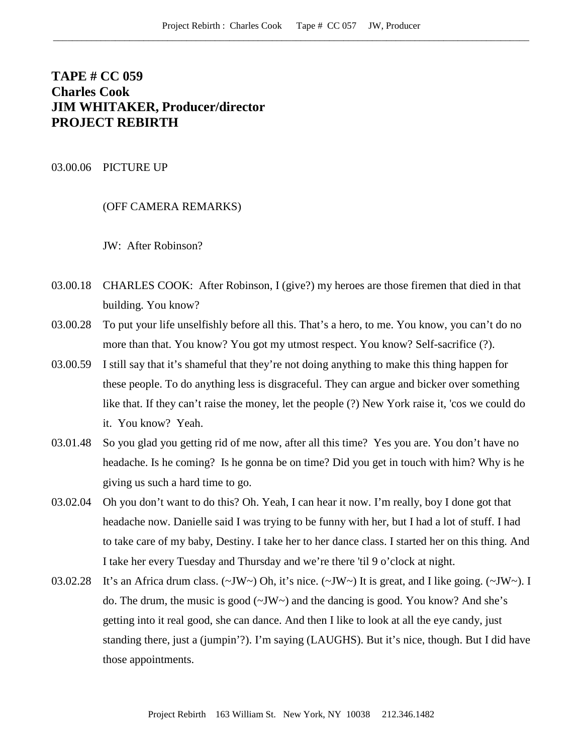**TAPE # CC 059**
**Charles Cook**
**JIM WHITAKER, Producer/director**
**PROJECT REBIRTH**

03.00.06 PICTURE UP

(OFF CAMERA REMARKS)

JW: After Robinson?

03.00.18 CHARLES COOK: After Robinson, I (give?) my heroes are those firemen that died in that building. You know?

03.00.28 To put your life unselfishly before all this. That's a hero, to me. You know, you can't do no more than that. You know? You got my utmost respect. You know? Self-sacrifice (?).

03.00.59 I still say that it's shameful that they're not doing anything to make this thing happen for these people. To do anything less is disgraceful. They can argue and bicker over something like that. If they can't raise the money, let the people (?) New York raise it, 'cos we could do it. You know? Yeah.

03.01.48 So you glad you getting rid of me now, after all this time? Yes you are. You don't have no headache. Is he coming? Is he gonna be on time? Did you get in touch with him? Why is he giving us such a hard time to go.

03.02.04 Oh you don't want to do this? Oh. Yeah, I can hear it now. I'm really, boy I done got that headache now. Danielle said I was trying to be funny with her, but I had a lot of stuff. I had to take care of my baby, Destiny. I take her to her dance class. I started her on this thing. And I take her every Tuesday and Thursday and we're there 'til 9 o'clock at night.

03.02.28 It's an Africa drum class. (~JW~) Oh, it's nice. (~JW~) It is great, and I like going. (~JW~). I do. The drum, the music is good (~JW~) and the dancing is good. You know? And she's getting into it real good, she can dance. And then I like to look at all the eye candy, just standing there, just a (jumpin'?). I'm saying (LAUGHS). But it's nice, though. But I did have those appointments.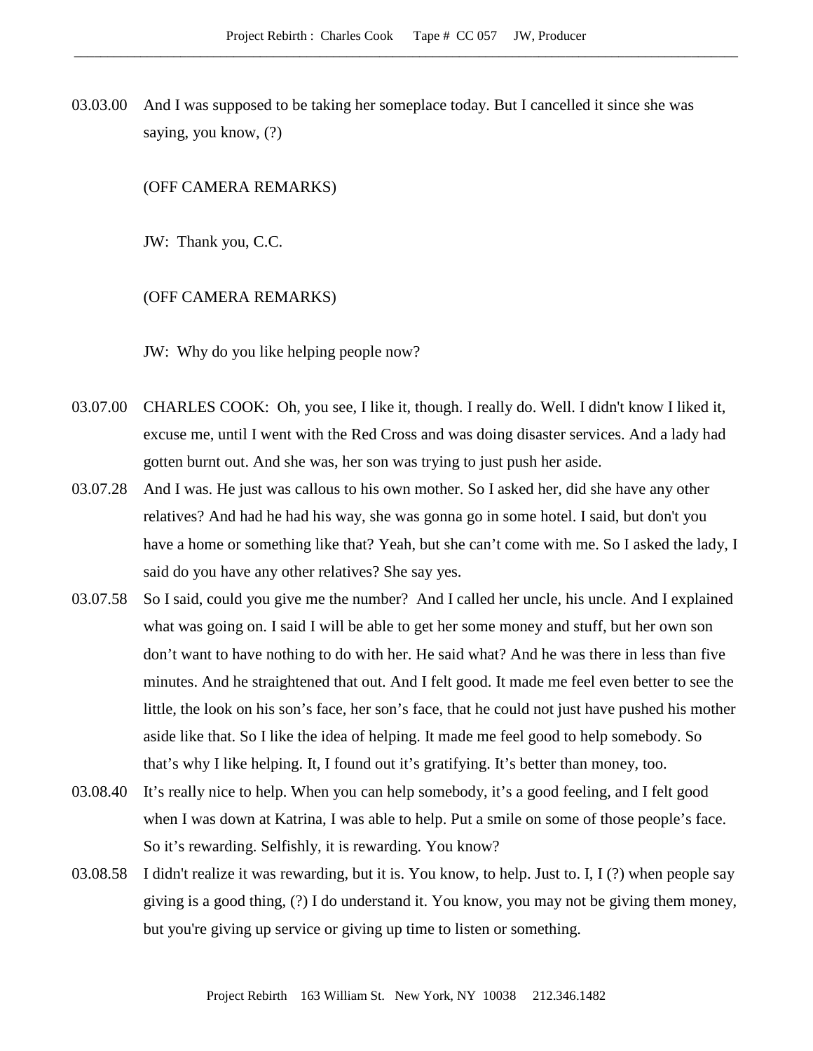03.03.00 And I was supposed to be taking her someplace today. But I cancelled it since she was saying, you know, (?)

(OFF CAMERA REMARKS)

JW: Thank you, C.C.

(OFF CAMERA REMARKS)

JW: Why do you like helping people now?

03.07.00 CHARLES COOK: Oh, you see, I like it, though. I really do. Well. I didn't know I liked it, excuse me, until I went with the Red Cross and was doing disaster services. And a lady had gotten burnt out. And she was, her son was trying to just push her aside.

03.07.28 And I was. He just was callous to his own mother. So I asked her, did she have any other relatives? And had he had his way, she was gonna go in some hotel. I said, but don't you have a home or something like that? Yeah, but she can't come with me. So I asked the lady, I said do you have any other relatives? She say yes.

03.07.58 So I said, could you give me the number? And I called her uncle, his uncle. And I explained what was going on. I said I will be able to get her some money and stuff, but her own son don't want to have nothing to do with her. He said what? And he was there in less than five minutes. And he straightened that out. And I felt good. It made me feel even better to see the little, the look on his son's face, her son's face, that he could not just have pushed his mother aside like that. So I like the idea of helping. It made me feel good to help somebody. So that's why I like helping. It, I found out it's gratifying. It's better than money, too.

03.08.40 It's really nice to help. When you can help somebody, it's a good feeling, and I felt good when I was down at Katrina, I was able to help. Put a smile on some of those people's face. So it's rewarding. Selfishly, it is rewarding. You know?

03.08.58 I didn't realize it was rewarding, but it is. You know, to help. Just to. I, I (?) when people say giving is a good thing, (?) I do understand it. You know, you may not be giving them money, but you're giving up service or giving up time to listen or something.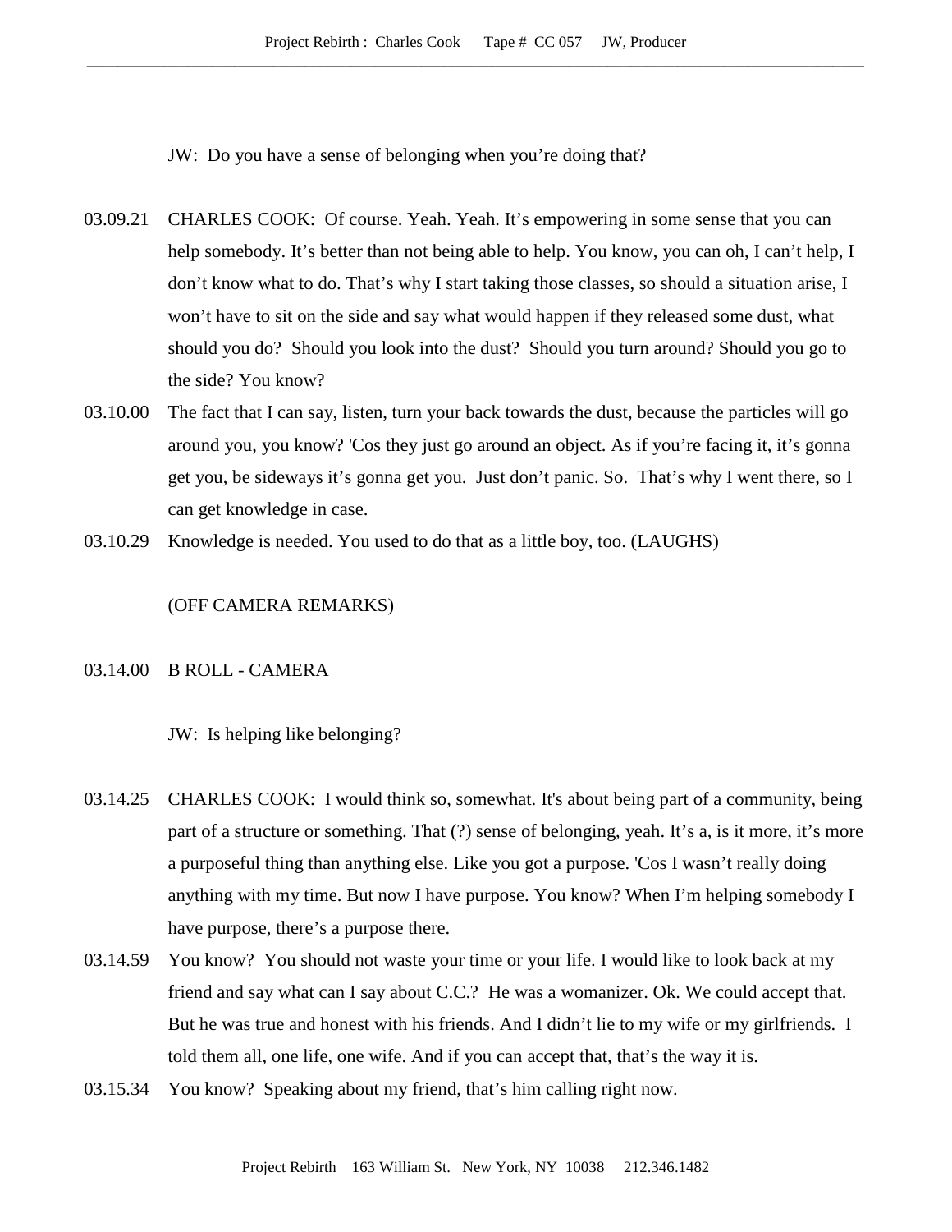JW: Do you have a sense of belonging when you're doing that?

03.09.21 CHARLES COOK: Of course. Yeah. Yeah. It's empowering in some sense that you can help somebody. It's better than not being able to help. You know, you can oh, I can't help, I don't know what to do. That's why I start taking those classes, so should a situation arise, I won't have to sit on the side and say what would happen if they released some dust, what should you do? Should you look into the dust? Should you turn around? Should you go to the side? You know?

03.10.00 The fact that I can say, listen, turn your back towards the dust, because the particles will go around you, you know? 'Cos they just go around an object. As if you're facing it, it's gonna get you, be sideways it's gonna get you. Just don't panic. So. That's why I went there, so I can get knowledge in case.

03.10.29 Knowledge is needed. You used to do that as a little boy, too. (LAUGHS)

(OFF CAMERA REMARKS)

03.14.00 B ROLL - CAMERA

JW: Is helping like belonging?

03.14.25 CHARLES COOK: I would think so, somewhat. It's about being part of a community, being part of a structure or something. That (?) sense of belonging, yeah. It's a, is it more, it's more a purposeful thing than anything else. Like you got a purpose. 'Cos I wasn't really doing anything with my time. But now I have purpose. You know? When I'm helping somebody I have purpose, there's a purpose there.

03.14.59 You know? You should not waste your time or your life. I would like to look back at my friend and say what can I say about C.C.? He was a womanizer. Ok. We could accept that. But he was true and honest with his friends. And I didn't lie to my wife or my girlfriends. I told them all, one life, one wife. And if you can accept that, that's the way it is.

03.15.34 You know? Speaking about my friend, that's him calling right now.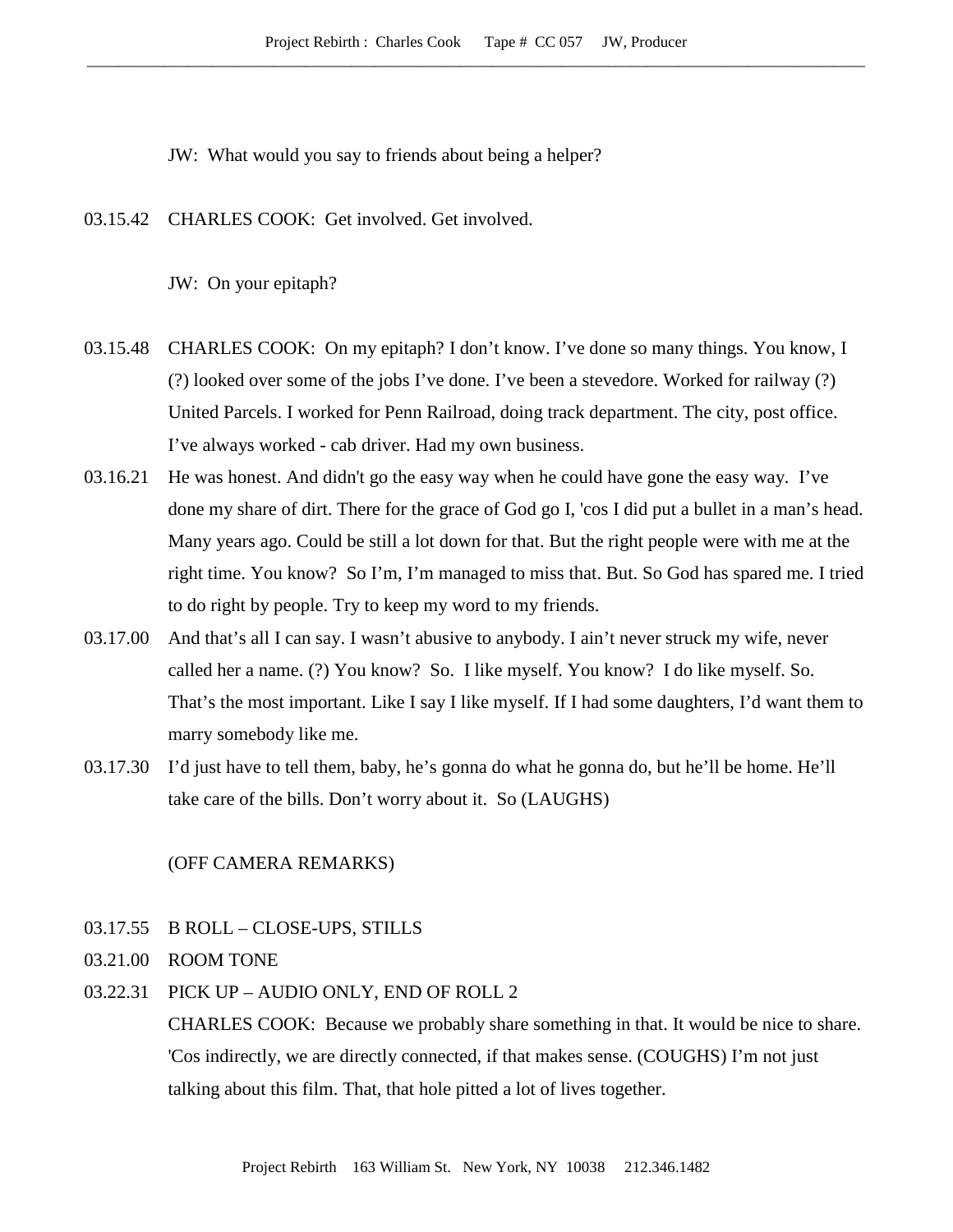JW: What would you say to friends about being a helper?

03.15.42 CHARLES COOK: Get involved. Get involved.

JW: On your epitaph?

03.15.48 CHARLES COOK: On my epitaph? I don't know. I've done so many things. You know, I (?) looked over some of the jobs I've done. I've been a stevedore. Worked for railway (?) United Parcels. I worked for Penn Railroad, doing track department. The city, post office. I've always worked - cab driver. Had my own business.

03.16.21 He was honest. And didn't go the easy way when he could have gone the easy way. I've done my share of dirt. There for the grace of God go I, 'cos I did put a bullet in a man's head. Many years ago. Could be still a lot down for that. But the right people were with me at the right time. You know? So I'm, I'm managed to miss that. But. So God has spared me. I tried to do right by people. Try to keep my word to my friends.

03.17.00 And that's all I can say. I wasn't abusive to anybody. I ain't never struck my wife, never called her a name. (?) You know? So. I like myself. You know? I do like myself. So. That's the most important. Like I say I like myself. If I had some daughters, I'd want them to marry somebody like me.

03.17.30 I'd just have to tell them, baby, he's gonna do what he gonna do, but he'll be home. He'll take care of the bills. Don't worry about it. So (LAUGHS)

(OFF CAMERA REMARKS)

03.17.55 B ROLL – CLOSE-UPS, STILLS

03.21.00 ROOM TONE

03.22.31 PICK UP – AUDIO ONLY, END OF ROLL 2

CHARLES COOK: Because we probably share something in that. It would be nice to share. 'Cos indirectly, we are directly connected, if that makes sense. (COUGHS) I'm not just talking about this film. That, that hole pitted a lot of lives together.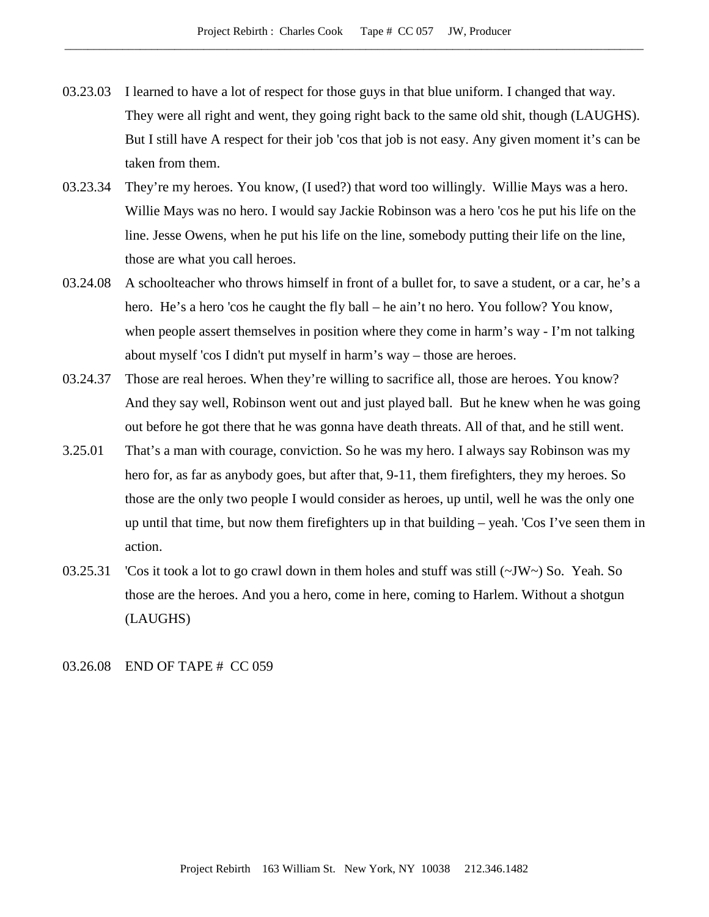03.23.03 I learned to have a lot of respect for those guys in that blue uniform. I changed that way. They were all right and went, they going right back to the same old shit, though (LAUGHS). But I still have A respect for their job 'cos that job is not easy. Any given moment it's can be taken from them.

03.23.34 They're my heroes. You know, (I used?) that word too willingly. Willie Mays was a hero. Willie Mays was no hero. I would say Jackie Robinson was a hero 'cos he put his life on the line. Jesse Owens, when he put his life on the line, somebody putting their life on the line, those are what you call heroes.

03.24.08 A schoolteacher who throws himself in front of a bullet for, to save a student, or a car, he's a hero. He's a hero 'cos he caught the fly ball – he ain't no hero. You follow? You know, when people assert themselves in position where they come in harm's way - I'm not talking about myself 'cos I didn't put myself in harm's way – those are heroes.

03.24.37 Those are real heroes. When they're willing to sacrifice all, those are heroes. You know? And they say well, Robinson went out and just played ball. But he knew when he was going out before he got there that he was gonna have death threats. All of that, and he still went.

3.25.01 That's a man with courage, conviction. So he was my hero. I always say Robinson was my hero for, as far as anybody goes, but after that, 9-11, them firefighters, they my heroes. So those are the only two people I would consider as heroes, up until, well he was the only one up until that time, but now them firefighters up in that building – yeah. 'Cos I've seen them in action.

03.25.31 'Cos it took a lot to go crawl down in them holes and stuff was still (~JW~) So. Yeah. So those are the heroes. And you a hero, come in here, coming to Harlem. Without a shotgun (LAUGHS)

03.26.08 END OF TAPE # CC 059